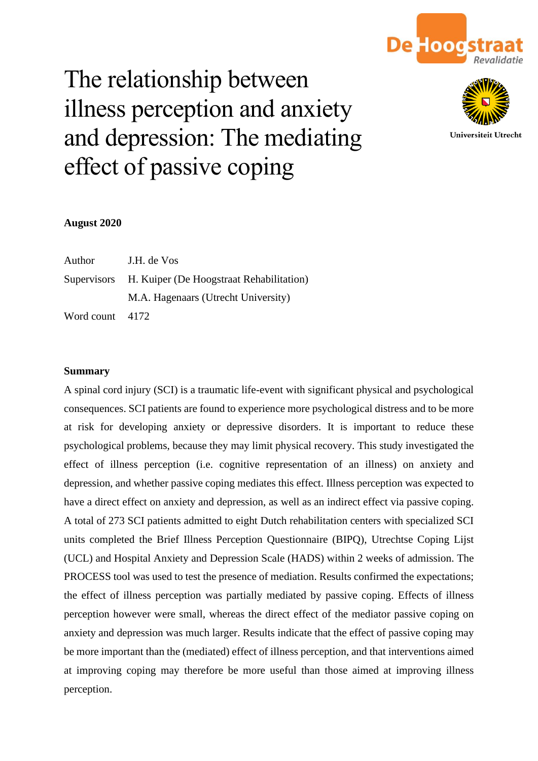# The relationship between illness perception and anxiety and depression: The mediating effect of passive coping

**August 2020**

Author J.H. de Vos

Supervisors H. Kuiper (De Hoogstraat Rehabilitation)

M.A. Hagenaars (Utrecht University)

Word count 4172

**Summary**

A spinal cord injury (SCI) is a traumatic life-event with significant physical and psychological consequences. SCI patients are found to experience more psychological distress and to be more at risk for developing anxiety or depressive disorders. It is important to reduce these psychological problems, because they may limit physical recovery. This study investigated the effect of illness perception (i.e. cognitive representation of an illness) on anxiety and depression, and whether passive coping mediates this effect. Illness perception was expected to have a direct effect on anxiety and depression, as well as an indirect effect via passive coping. A total of 273 SCI patients admitted to eight Dutch rehabilitation centers with specialized SCI units completed the Brief Illness Perception Questionnaire (BIPQ), Utrechtse Coping Lijst (UCL) and Hospital Anxiety and Depression Scale (HADS) within 2 weeks of admission. The PROCESS tool was used to test the presence of mediation. Results confirmed the expectations; the effect of illness perception was partially mediated by passive coping. Effects of illness perception however were small, whereas the direct effect of the mediator passive coping on anxiety and depression was much larger. Results indicate that the effect of passive coping may be more important than the (mediated) effect of illness perception, and that interventions aimed at improving coping may therefore be more useful than those aimed at improving illness perception.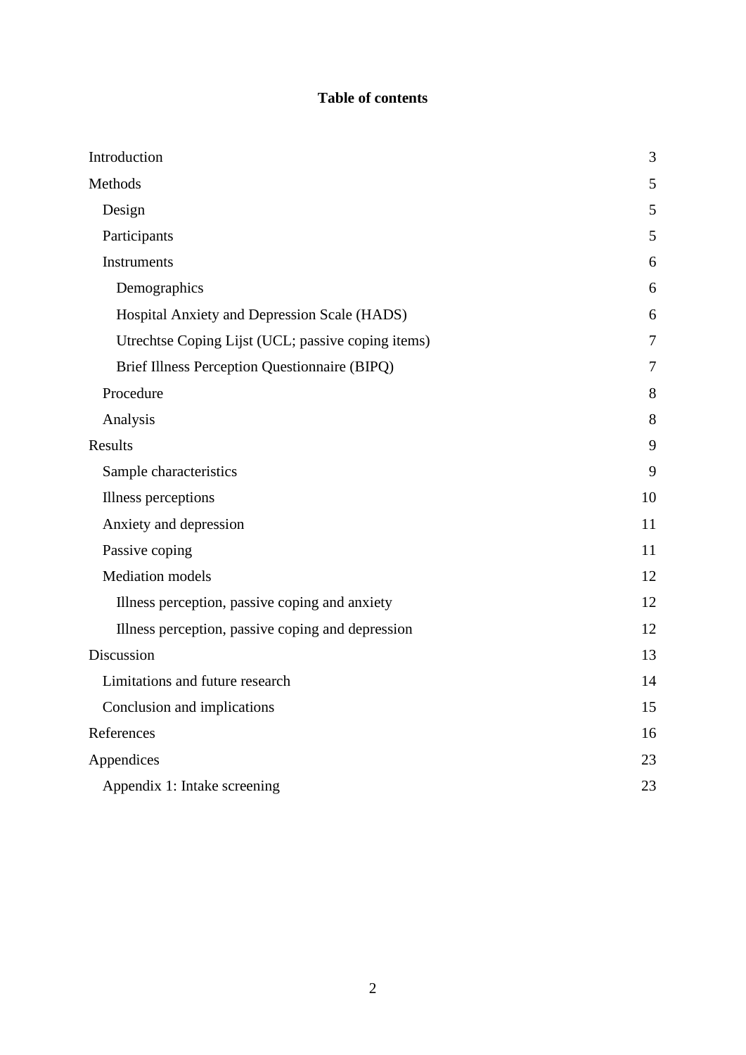**Table of contents**

| | |
|---|---|
| Introduction | 3 |
| Methods | 5 |
| Design | 5 |
| Participants | 5 |
| Instruments | 6 |
| Demographics | 6 |
| Hospital Anxiety and Depression Scale (HADS) | 6 |
| Utrechtse Coping Lijst (UCL; passive coping items) | 7 |
| Brief Illness Perception Questionnaire (BIPQ) | 7 |
| Procedure | 8 |
| Analysis | 8 |
| Results | 9 |
| Sample characteristics | 9 |
| Illness perceptions | 10 |
| Anxiety and depression | 11 |
| Passive coping | 11 |
| Mediation models | 12 |
| Illness perception, passive coping and anxiety | 12 |
| Illness perception, passive coping and depression | 12 |
| Discussion | 13 |
| Limitations and future research | 14 |
| Conclusion and implications | 15 |
| References | 16 |
| Appendices | 23 |
| Appendix 1: Intake screening | 23 |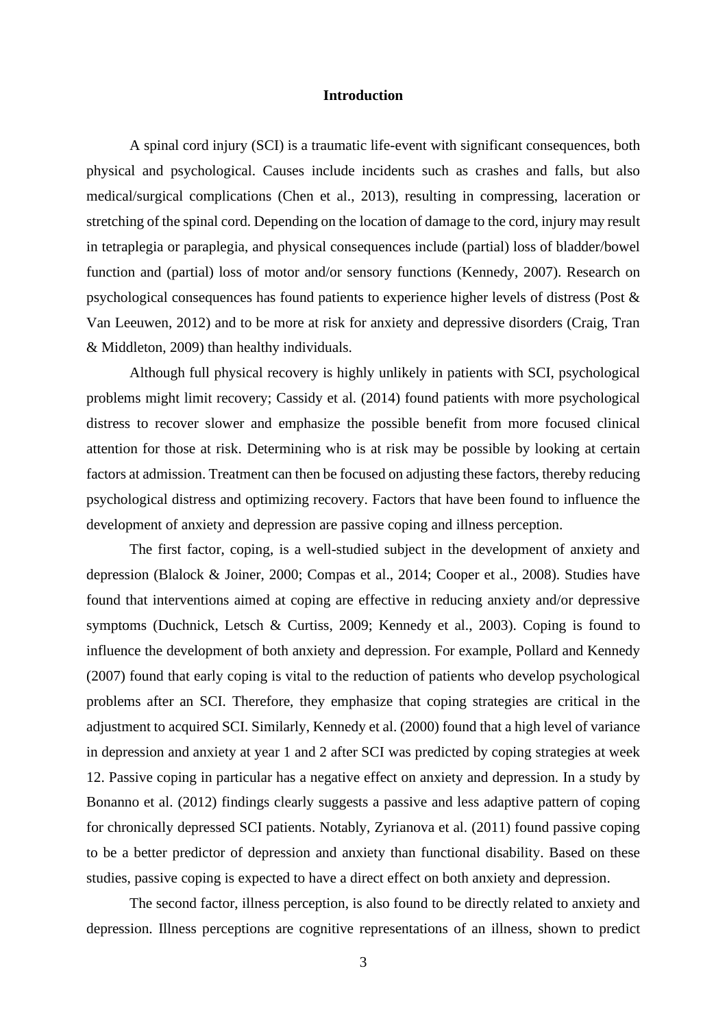## Introduction

A spinal cord injury (SCI) is a traumatic life-event with significant consequences, both physical and psychological. Causes include incidents such as crashes and falls, but also medical/surgical complications (Chen et al., 2013), resulting in compressing, laceration or stretching of the spinal cord. Depending on the location of damage to the cord, injury may result in tetraplegia or paraplegia, and physical consequences include (partial) loss of bladder/bowel function and (partial) loss of motor and/or sensory functions (Kennedy, 2007). Research on psychological consequences has found patients to experience higher levels of distress (Post & Van Leeuwen, 2012) and to be more at risk for anxiety and depressive disorders (Craig, Tran & Middleton, 2009) than healthy individuals.

Although full physical recovery is highly unlikely in patients with SCI, psychological problems might limit recovery; Cassidy et al. (2014) found patients with more psychological distress to recover slower and emphasize the possible benefit from more focused clinical attention for those at risk. Determining who is at risk may be possible by looking at certain factors at admission. Treatment can then be focused on adjusting these factors, thereby reducing psychological distress and optimizing recovery. Factors that have been found to influence the development of anxiety and depression are passive coping and illness perception.

The first factor, coping, is a well-studied subject in the development of anxiety and depression (Blalock & Joiner, 2000; Compas et al., 2014; Cooper et al., 2008). Studies have found that interventions aimed at coping are effective in reducing anxiety and/or depressive symptoms (Duchnick, Letsch & Curtiss, 2009; Kennedy et al., 2003). Coping is found to influence the development of both anxiety and depression. For example, Pollard and Kennedy (2007) found that early coping is vital to the reduction of patients who develop psychological problems after an SCI. Therefore, they emphasize that coping strategies are critical in the adjustment to acquired SCI. Similarly, Kennedy et al. (2000) found that a high level of variance in depression and anxiety at year 1 and 2 after SCI was predicted by coping strategies at week 12. Passive coping in particular has a negative effect on anxiety and depression. In a study by Bonanno et al. (2012) findings clearly suggests a passive and less adaptive pattern of coping for chronically depressed SCI patients. Notably, Zyrianova et al. (2011) found passive coping to be a better predictor of depression and anxiety than functional disability. Based on these studies, passive coping is expected to have a direct effect on both anxiety and depression.

The second factor, illness perception, is also found to be directly related to anxiety and depression. Illness perceptions are cognitive representations of an illness, shown to predict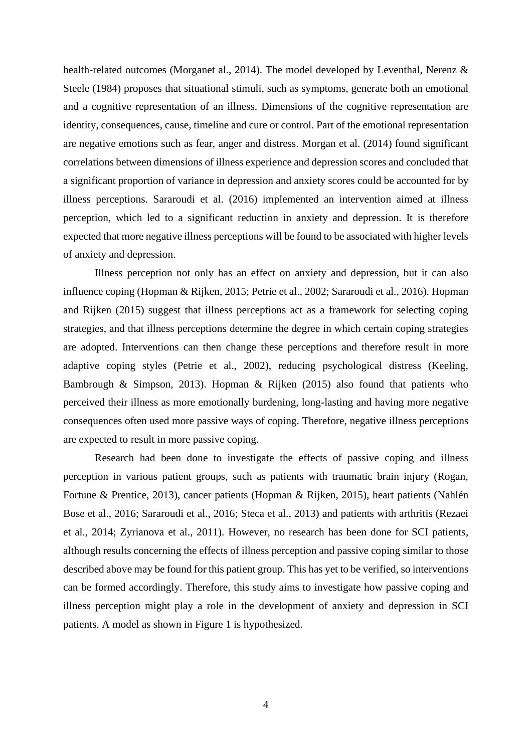health-related outcomes (Morganet al., 2014). The model developed by Leventhal, Nerenz & Steele (1984) proposes that situational stimuli, such as symptoms, generate both an emotional and a cognitive representation of an illness. Dimensions of the cognitive representation are identity, consequences, cause, timeline and cure or control. Part of the emotional representation are negative emotions such as fear, anger and distress. Morgan et al. (2014) found significant correlations between dimensions of illness experience and depression scores and concluded that a significant proportion of variance in depression and anxiety scores could be accounted for by illness perceptions. Sararoudi et al. (2016) implemented an intervention aimed at illness perception, which led to a significant reduction in anxiety and depression. It is therefore expected that more negative illness perceptions will be found to be associated with higher levels of anxiety and depression.

Illness perception not only has an effect on anxiety and depression, but it can also influence coping (Hopman & Rijken, 2015; Petrie et al., 2002; Sararoudi et al., 2016). Hopman and Rijken (2015) suggest that illness perceptions act as a framework for selecting coping strategies, and that illness perceptions determine the degree in which certain coping strategies are adopted. Interventions can then change these perceptions and therefore result in more adaptive coping styles (Petrie et al., 2002), reducing psychological distress (Keeling, Bambrough & Simpson, 2013). Hopman & Rijken (2015) also found that patients who perceived their illness as more emotionally burdening, long-lasting and having more negative consequences often used more passive ways of coping. Therefore, negative illness perceptions are expected to result in more passive coping.

Research had been done to investigate the effects of passive coping and illness perception in various patient groups, such as patients with traumatic brain injury (Rogan, Fortune & Prentice, 2013), cancer patients (Hopman & Rijken, 2015), heart patients (Nahlén Bose et al., 2016; Sararoudi et al., 2016; Steca et al., 2013) and patients with arthritis (Rezaei et al., 2014; Zyrianova et al., 2011). However, no research has been done for SCI patients, although results concerning the effects of illness perception and passive coping similar to those described above may be found for this patient group. This has yet to be verified, so interventions can be formed accordingly. Therefore, this study aims to investigate how passive coping and illness perception might play a role in the development of anxiety and depression in SCI patients. A model as shown in Figure 1 is hypothesized.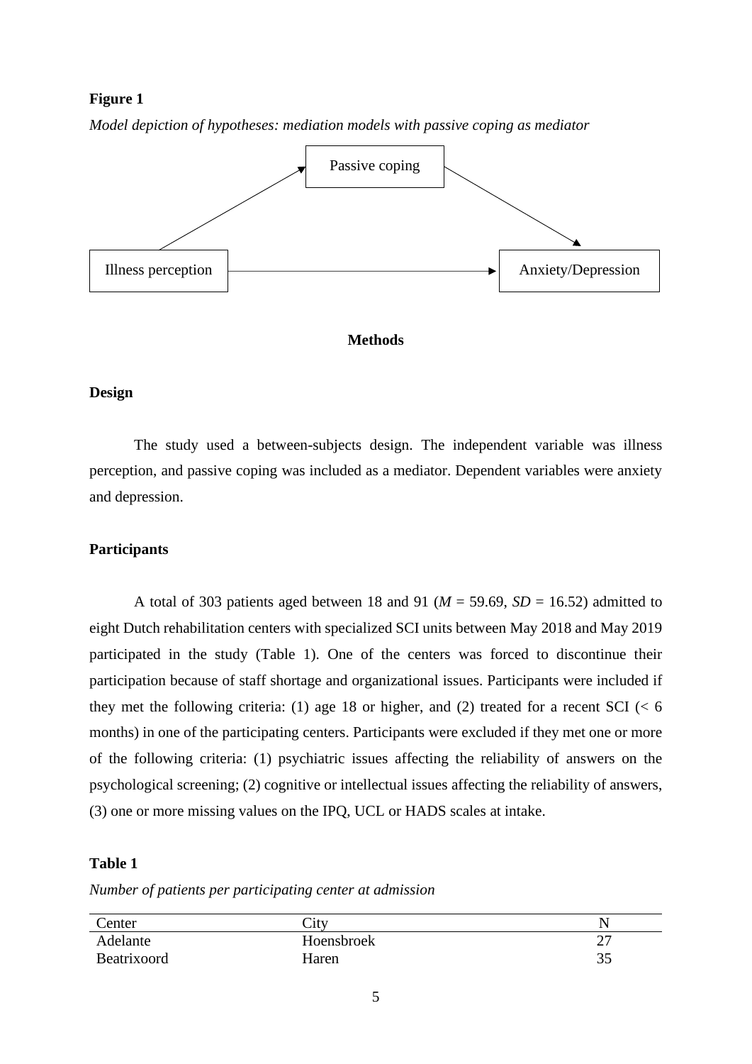**Figure 1**

*Model depiction of hypotheses: mediation models with passive coping as mediator*

## Methods

### Design

The study used a between-subjects design. The independent variable was illness perception, and passive coping was included as a mediator. Dependent variables were anxiety and depression.

### Participants

A total of 303 patients aged between 18 and 91 ($M$ = 59.69, $SD$ = 16.52) admitted to eight Dutch rehabilitation centers with specialized SCI units between May 2018 and May 2019 participated in the study (Table 1). One of the centers was forced to discontinue their participation because of staff shortage and organizational issues. Participants were included if they met the following criteria: (1) age 18 or higher, and (2) treated for a recent SCI (< 6 months) in one of the participating centers. Participants were excluded if they met one or more of the following criteria: (1) psychiatric issues affecting the reliability of answers on the psychological screening; (2) cognitive or intellectual issues affecting the reliability of answers, (3) one or more missing values on the IPQ, UCL or HADS scales at intake.

**Table 1**

*Number of patients per participating center at admission*

| Center | City | N |
|---|---|---|
| Adelante | Hoensbroek | 27 |
| Beatrixoord | Haren | 35 |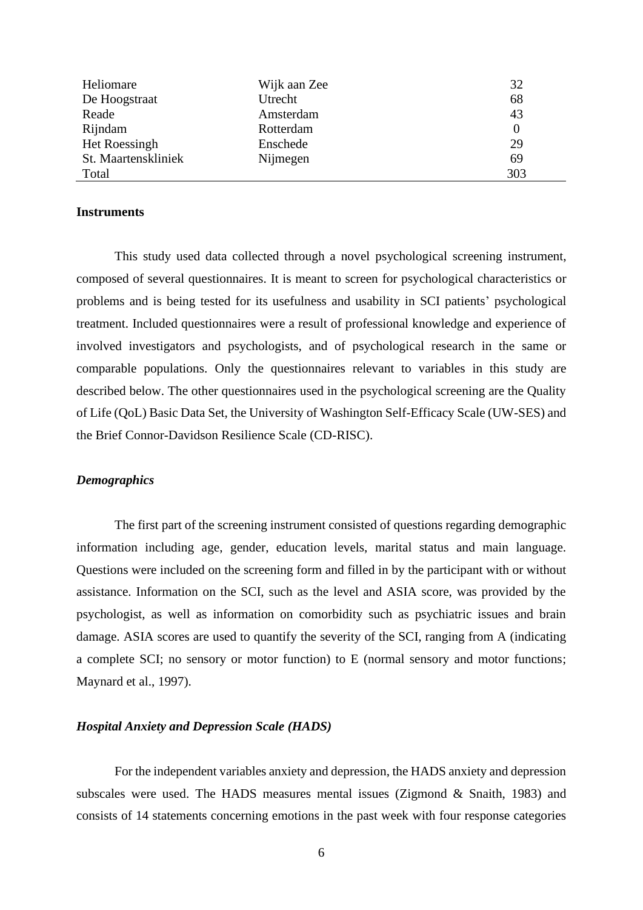| | | |
|---|---|---|
| Heliomare | Wijk aan Zee | 32 |
| De Hoogstraat | Utrecht | 68 |
| Reade | Amsterdam | 43 |
| Rijndam | Rotterdam | 0 |
| Het Roessingh | Enschede | 29 |
| St. Maartenskliniek | Nijmegen | 69 |
| Total | | 303 |

**Instruments**

This study used data collected through a novel psychological screening instrument, composed of several questionnaires. It is meant to screen for psychological characteristics or problems and is being tested for its usefulness and usability in SCI patients' psychological treatment. Included questionnaires were a result of professional knowledge and experience of involved investigators and psychologists, and of psychological research in the same or comparable populations. Only the questionnaires relevant to variables in this study are described below. The other questionnaires used in the psychological screening are the Quality of Life (QoL) Basic Data Set, the University of Washington Self-Efficacy Scale (UW-SES) and the Brief Connor-Davidson Resilience Scale (CD-RISC).

***Demographics***

The first part of the screening instrument consisted of questions regarding demographic information including age, gender, education levels, marital status and main language. Questions were included on the screening form and filled in by the participant with or without assistance. Information on the SCI, such as the level and ASIA score, was provided by the psychologist, as well as information on comorbidity such as psychiatric issues and brain damage. ASIA scores are used to quantify the severity of the SCI, ranging from A (indicating a complete SCI; no sensory or motor function) to E (normal sensory and motor functions; Maynard et al., 1997).

***Hospital Anxiety and Depression Scale (HADS)***

For the independent variables anxiety and depression, the HADS anxiety and depression subscales were used. The HADS measures mental issues (Zigmond & Snaith, 1983) and consists of 14 statements concerning emotions in the past week with four response categories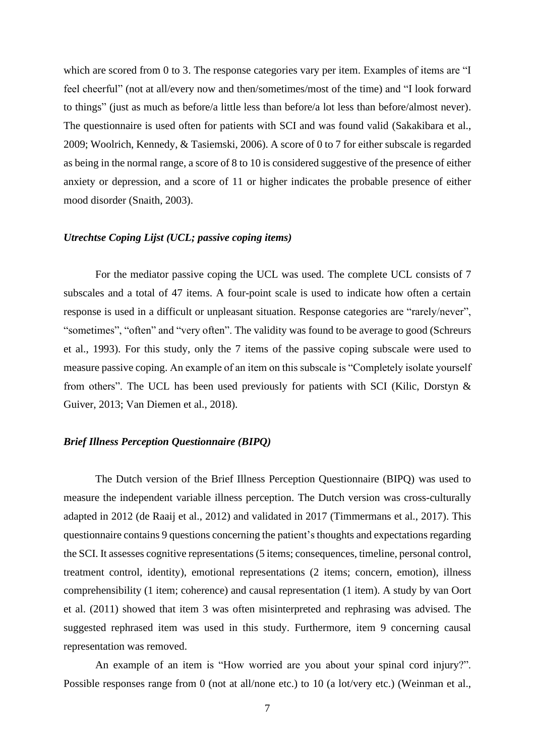which are scored from 0 to 3. The response categories vary per item. Examples of items are "I feel cheerful" (not at all/every now and then/sometimes/most of the time) and "I look forward to things" (just as much as before/a little less than before/a lot less than before/almost never). The questionnaire is used often for patients with SCI and was found valid (Sakakibara et al., 2009; Woolrich, Kennedy, & Tasiemski, 2006). A score of 0 to 7 for either subscale is regarded as being in the normal range, a score of 8 to 10 is considered suggestive of the presence of either anxiety or depression, and a score of 11 or higher indicates the probable presence of either mood disorder (Snaith, 2003).

### *Utrechtse Coping Lijst (UCL; passive coping items)*

For the mediator passive coping the UCL was used. The complete UCL consists of 7 subscales and a total of 47 items. A four-point scale is used to indicate how often a certain response is used in a difficult or unpleasant situation. Response categories are "rarely/never", "sometimes", "often" and "very often". The validity was found to be average to good (Schreurs et al., 1993). For this study, only the 7 items of the passive coping subscale were used to measure passive coping. An example of an item on this subscale is "Completely isolate yourself from others". The UCL has been used previously for patients with SCI (Kilic, Dorstyn & Guiver, 2013; Van Diemen et al., 2018).

### *Brief Illness Perception Questionnaire (BIPQ)*

The Dutch version of the Brief Illness Perception Questionnaire (BIPQ) was used to measure the independent variable illness perception. The Dutch version was cross-culturally adapted in 2012 (de Raaij et al., 2012) and validated in 2017 (Timmermans et al., 2017). This questionnaire contains 9 questions concerning the patient's thoughts and expectations regarding the SCI. It assesses cognitive representations (5 items; consequences, timeline, personal control, treatment control, identity), emotional representations (2 items; concern, emotion), illness comprehensibility (1 item; coherence) and causal representation (1 item). A study by van Oort et al. (2011) showed that item 3 was often misinterpreted and rephrasing was advised. The suggested rephrased item was used in this study. Furthermore, item 9 concerning causal representation was removed.

An example of an item is "How worried are you about your spinal cord injury?". Possible responses range from 0 (not at all/none etc.) to 10 (a lot/very etc.) (Weinman et al.,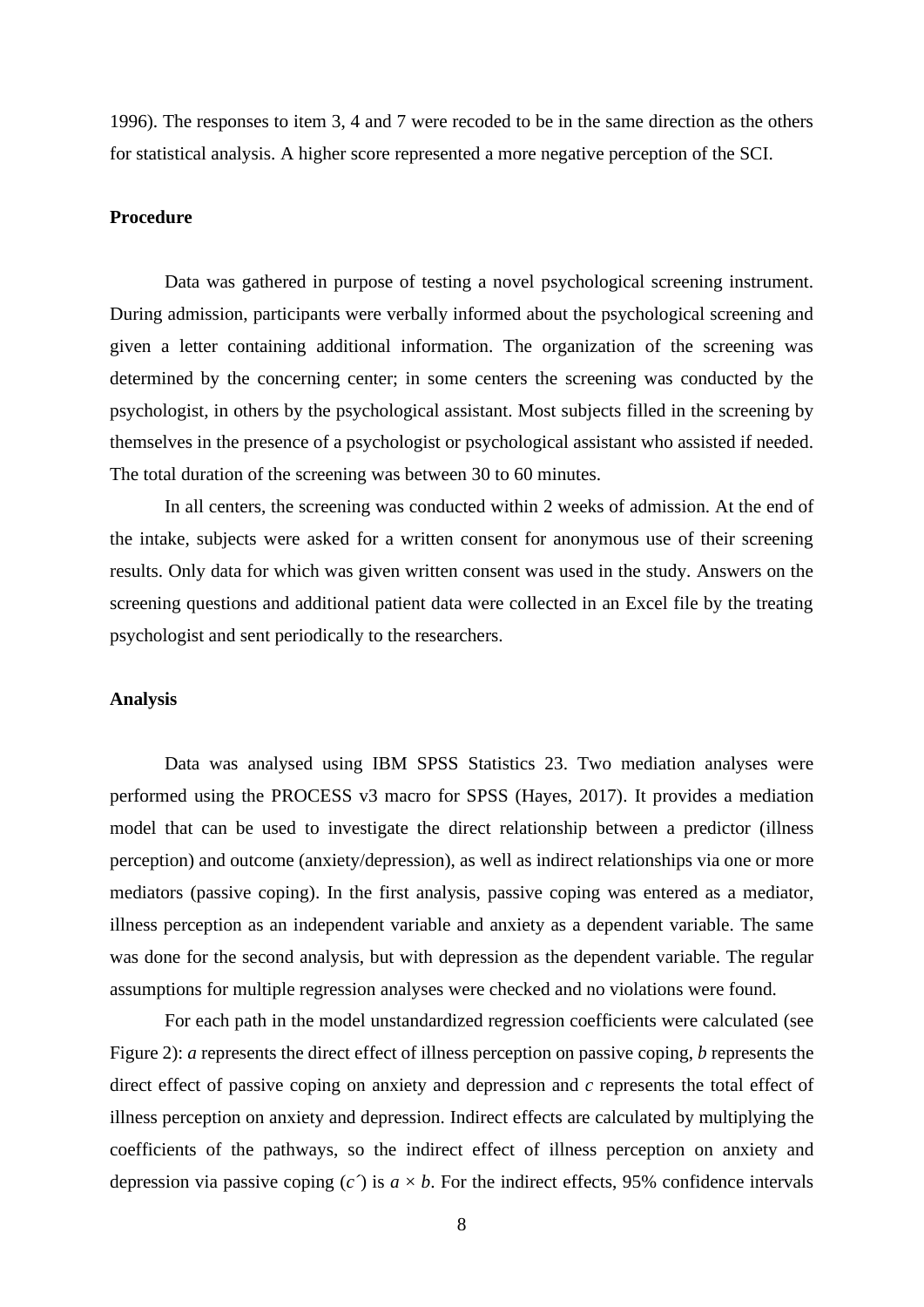1996). The responses to item 3, 4 and 7 were recoded to be in the same direction as the others for statistical analysis. A higher score represented a more negative perception of the SCI.

**Procedure**

Data was gathered in purpose of testing a novel psychological screening instrument. During admission, participants were verbally informed about the psychological screening and given a letter containing additional information. The organization of the screening was determined by the concerning center; in some centers the screening was conducted by the psychologist, in others by the psychological assistant. Most subjects filled in the screening by themselves in the presence of a psychologist or psychological assistant who assisted if needed. The total duration of the screening was between 30 to 60 minutes.

In all centers, the screening was conducted within 2 weeks of admission. At the end of the intake, subjects were asked for a written consent for anonymous use of their screening results. Only data for which was given written consent was used in the study. Answers on the screening questions and additional patient data were collected in an Excel file by the treating psychologist and sent periodically to the researchers.

**Analysis**

Data was analysed using IBM SPSS Statistics 23. Two mediation analyses were performed using the PROCESS v3 macro for SPSS (Hayes, 2017). It provides a mediation model that can be used to investigate the direct relationship between a predictor (illness perception) and outcome (anxiety/depression), as well as indirect relationships via one or more mediators (passive coping). In the first analysis, passive coping was entered as a mediator, illness perception as an independent variable and anxiety as a dependent variable. The same was done for the second analysis, but with depression as the dependent variable. The regular assumptions for multiple regression analyses were checked and no violations were found.

For each path in the model unstandardized regression coefficients were calculated (see Figure 2): $a$ represents the direct effect of illness perception on passive coping, $b$ represents the direct effect of passive coping on anxiety and depression and $c$ represents the total effect of illness perception on anxiety and depression. Indirect effects are calculated by multiplying the coefficients of the pathways, so the indirect effect of illness perception on anxiety and depression via passive coping ($c'$) is $a \times b$. For the indirect effects, 95% confidence intervals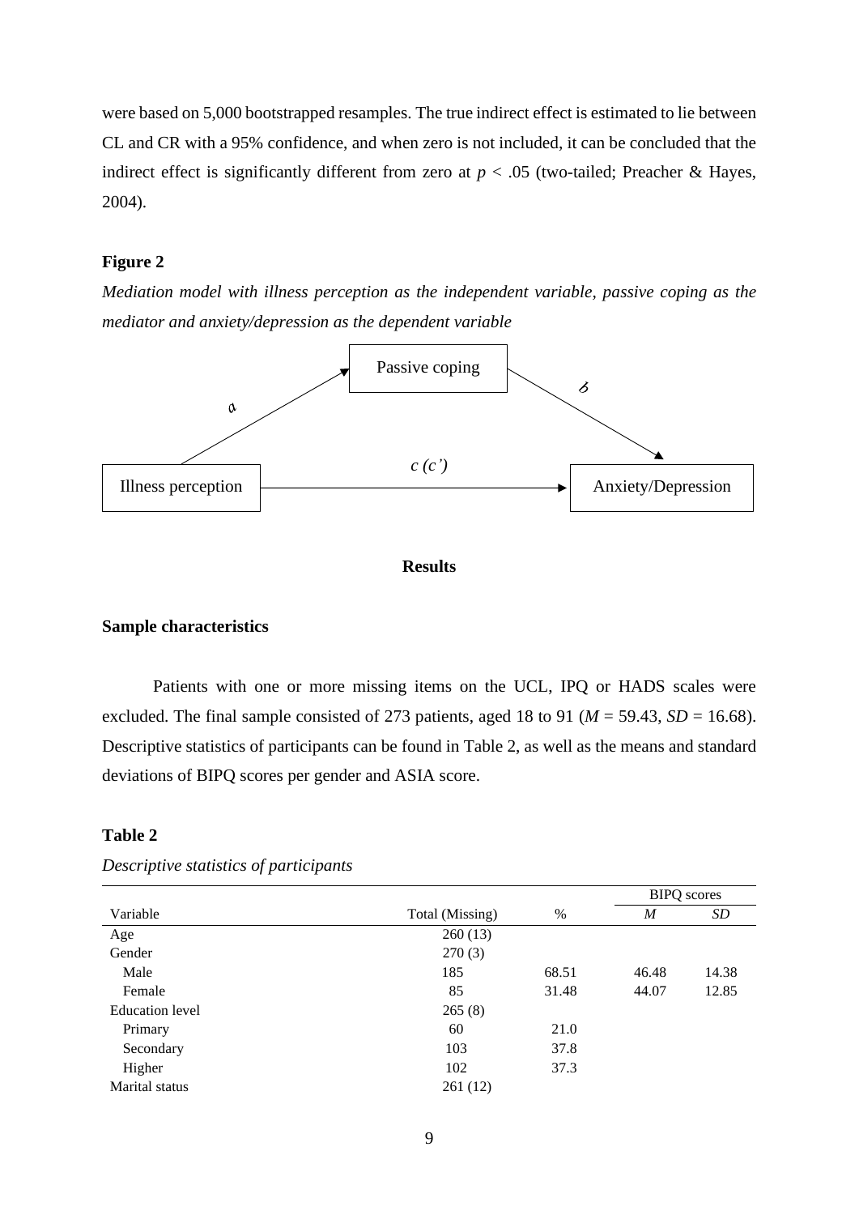were based on 5,000 bootstrapped resamples. The true indirect effect is estimated to lie between CL and CR with a 95% confidence, and when zero is not included, it can be concluded that the indirect effect is significantly different from zero at $p < .05$ (two-tailed; Preacher & Hayes, 2004).

**Figure 2**

*Mediation model with illness perception as the independent variable, passive coping as the mediator and anxiety/depression as the dependent variable*

Passive coping

a

b

c (c')

Illness perception

Anxiety/Depression

## Results

### Sample characteristics

Patients with one or more missing items on the UCL, IPQ or HADS scales were excluded. The final sample consisted of 273 patients, aged 18 to 91 ($M$ = 59.43, $SD$ = 16.68). Descriptive statistics of participants can be found in Table 2, as well as the means and standard deviations of BIPQ scores per gender and ASIA score.

**Table 2**

*Descriptive statistics of participants*

| | | | BIPQ scores | |
|---|---|---|---|---|
| Variable | Total (Missing) | % | *M* | *SD* |
| Age | 260 (13) | | | |
| Gender | 270 (3) | | | |
| Male | 185 | 68.51 | 46.48 | 14.38 |
| Female | 85 | 31.48 | 44.07 | 12.85 |
| Education level | 265 (8) | | | |
| Primary | 60 | 21.0 | | |
| Secondary | 103 | 37.8 | | |
| Higher | 102 | 37.3 | | |
| Marital status | 261 (12) | | | |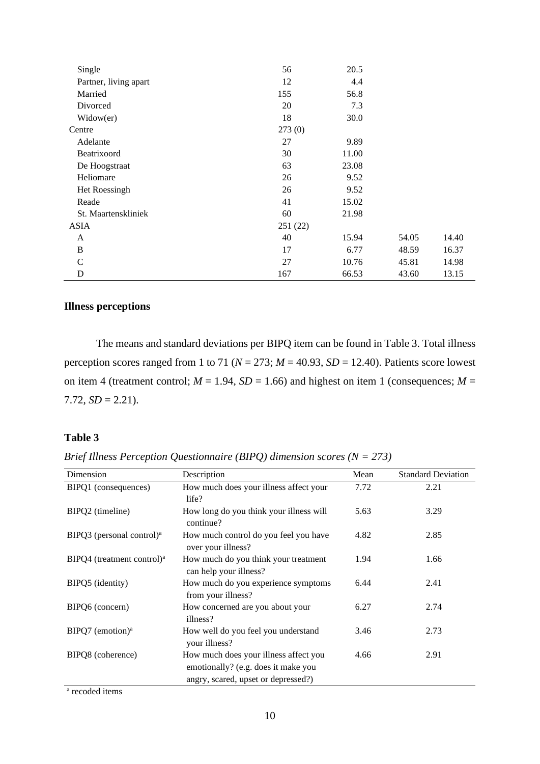| | | | | |
|---|---|---|---|---|
| Single | 56 | 20.5 | | |
| Partner, living apart | 12 | 4.4 | | |
| Married | 155 | 56.8 | | |
| Divorced | 20 | 7.3 | | |
| Widow(er) | 18 | 30.0 | | |
| Centre | 273 (0) | | | |
| Adelante | 27 | 9.89 | | |
| Beatrixoord | 30 | 11.00 | | |
| De Hoogstraat | 63 | 23.08 | | |
| Heliomare | 26 | 9.52 | | |
| Het Roessingh | 26 | 9.52 | | |
| Reade | 41 | 15.02 | | |
| St. Maartenskliniek | 60 | 21.98 | | |
| ASIA | 251 (22) | | | |
| A | 40 | 15.94 | 54.05 | 14.40 |
| B | 17 | 6.77 | 48.59 | 16.37 |
| C | 27 | 10.76 | 45.81 | 14.98 |
| D | 167 | 66.53 | 43.60 | 13.15 |

**Illness perceptions**

The means and standard deviations per BIPQ item can be found in Table 3. Total illness perception scores ranged from 1 to 71 (*N* = 273; *M* = 40.93, *SD* = 12.40). Patients score lowest on item 4 (treatment control; *M* = 1.94, *SD* = 1.66) and highest on item 1 (consequences; *M* = 7.72, *SD* = 2.21).

**Table 3**

*Brief Illness Perception Questionnaire (BIPQ) dimension scores (N = 273)*

| Dimension | Description | Mean | Standard Deviation |
|---|---|---|---|
| BIPQ1 (consequences) | How much does your illness affect your life? | 7.72 | 2.21 |
| BIPQ2 (timeline) | How long do you think your illness will continue? | 5.63 | 3.29 |
| BIPQ3 (personal control)[a] | How much control do you feel you have over your illness? | 4.82 | 2.85 |
| BIPQ4 (treatment control)[a] | How much do you think your treatment can help your illness? | 1.94 | 1.66 |
| BIPQ5 (identity) | How much do you experience symptoms from your illness? | 6.44 | 2.41 |
| BIPQ6 (concern) | How concerned are you about your illness? | 6.27 | 2.74 |
| BIPQ7 (emotion)[a] | How well do you feel you understand your illness? | 3.46 | 2.73 |
| BIPQ8 (coherence) | How much does your illness affect you emotionally? (e.g. does it make you angry, scared, upset or depressed?) | 4.66 | 2.91 |

[a] recoded items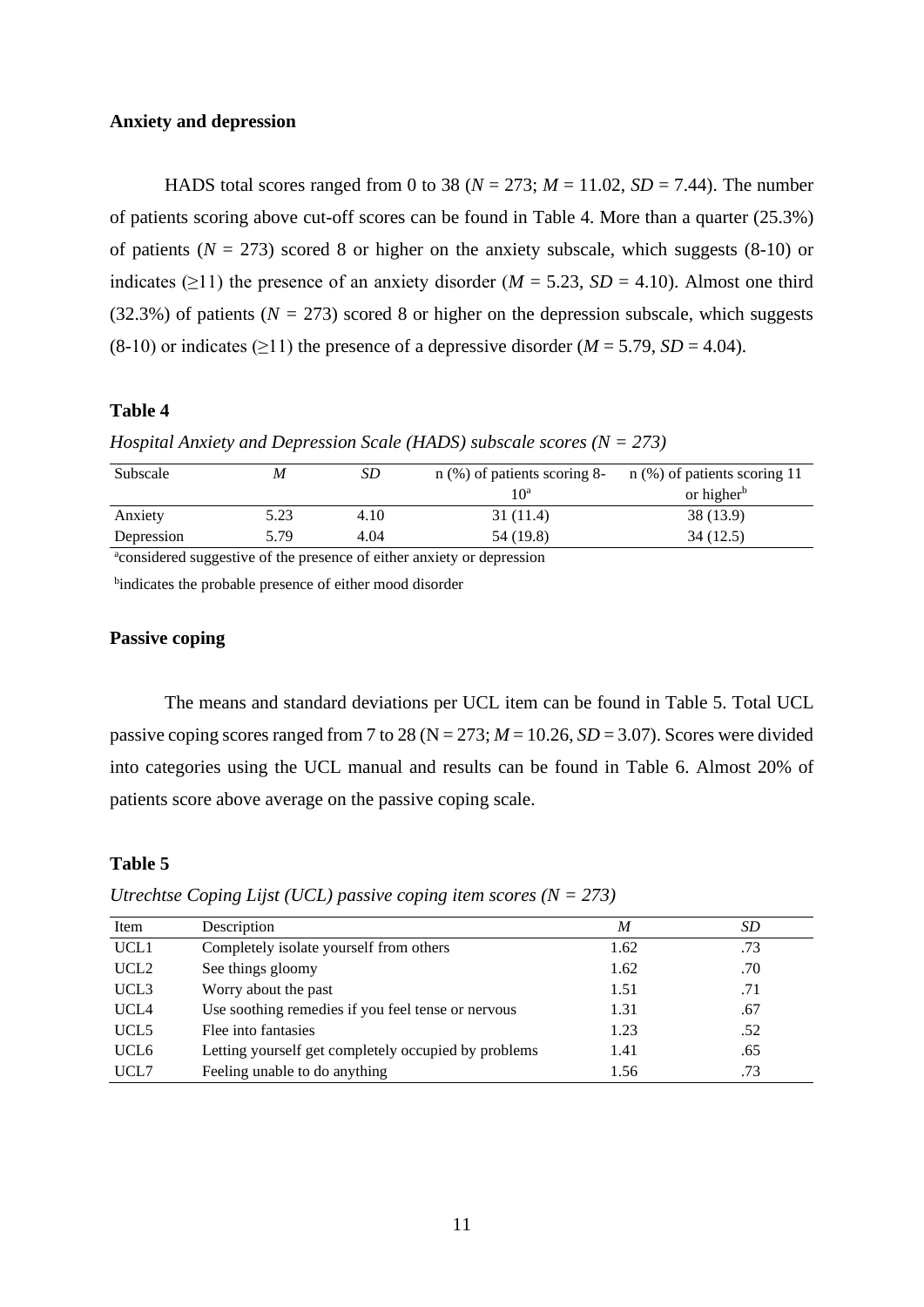### Anxiety and depression

HADS total scores ranged from 0 to 38 ($N$ = 273; $M$ = 11.02, $SD$ = 7.44). The number of patients scoring above cut-off scores can be found in Table 4. More than a quarter (25.3%) of patients ($N$ = 273) scored 8 or higher on the anxiety subscale, which suggests (8-10) or indicates (≥11) the presence of an anxiety disorder ($M$ = 5.23, $SD$ = 4.10). Almost one third (32.3%) of patients ($N$ = 273) scored 8 or higher on the depression subscale, which suggests (8-10) or indicates (≥11) the presence of a depressive disorder ($M$ = 5.79, $SD$ = 4.04).

**Table 4**

*Hospital Anxiety and Depression Scale (HADS) subscale scores (N = 273)*

| Subscale | *M* | *SD* | n (%) of patients scoring 8-10[a] | n (%) of patients scoring 11 or higher[b] |
|---|---|---|---|---|
| Anxiety | 5.23 | 4.10 | 31 (11.4) | 38 (13.9) |
| Depression | 5.79 | 4.04 | 54 (19.8) | 34 (12.5) |

[a]considered suggestive of the presence of either anxiety or depression

[b]indicates the probable presence of either mood disorder

### Passive coping

The means and standard deviations per UCL item can be found in Table 5. Total UCL passive coping scores ranged from 7 to 28 (N = 273; $M$ = 10.26, $SD$ = 3.07). Scores were divided into categories using the UCL manual and results can be found in Table 6. Almost 20% of patients score above average on the passive coping scale.

**Table 5**

*Utrechtse Coping Lijst (UCL) passive coping item scores (N = 273)*

| Item | Description | *M* | *SD* |
|---|---|---|---|
| UCL1 | Completely isolate yourself from others | 1.62 | .73 |
| UCL2 | See things gloomy | 1.62 | .70 |
| UCL3 | Worry about the past | 1.51 | .71 |
| UCL4 | Use soothing remedies if you feel tense or nervous | 1.31 | .67 |
| UCL5 | Flee into fantasies | 1.23 | .52 |
| UCL6 | Letting yourself get completely occupied by problems | 1.41 | .65 |
| UCL7 | Feeling unable to do anything | 1.56 | .73 |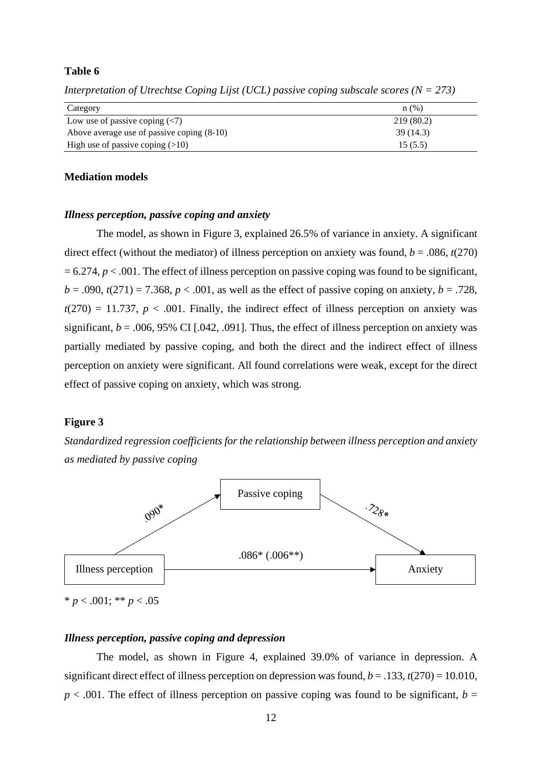**Table 6**

*Interpretation of Utrechtse Coping Lijst (UCL) passive coping subscale scores (N = 273)*

| Category | n (%) |
|---|---|
| Low use of passive coping (<7) | 219 (80.2) |
| Above average use of passive coping (8-10) | 39 (14.3) |
| High use of passive coping (>10) | 15 (5.5) |

## Mediation models

### *Illness perception, passive coping and anxiety*

The model, as shown in Figure 3, explained 26.5% of variance in anxiety. A significant direct effect (without the mediator) of illness perception on anxiety was found, $b = .086$, $t(270) = 6.274$, $p < .001$. The effect of illness perception on passive coping was found to be significant, $b = .090$, $t(271) = 7.368$, $p < .001$, as well as the effect of passive coping on anxiety, $b = .728$, $t(270) = 11.737$, $p < .001$. Finally, the indirect effect of illness perception on anxiety was significant, $b = .006$, 95% CI [.042, .091]. Thus, the effect of illness perception on anxiety was partially mediated by passive coping, and both the direct and the indirect effect of illness perception on anxiety were significant. All found correlations were weak, except for the direct effect of passive coping on anxiety, which was strong.

**Figure 3**

*Standardized regression coefficients for the relationship between illness perception and anxiety as mediated by passive coping*

Illness perception → Passive coping: .090*

Passive coping → Anxiety: .728*

Illness perception → Anxiety: .086* (.006**)

\* $p < .001$; ** $p < .05$

### *Illness perception, passive coping and depression*

The model, as shown in Figure 4, explained 39.0% of variance in depression. A significant direct effect of illness perception on depression was found, $b = .133$, $t(270) = 10.010$, $p < .001$. The effect of illness perception on passive coping was found to be significant, $b =$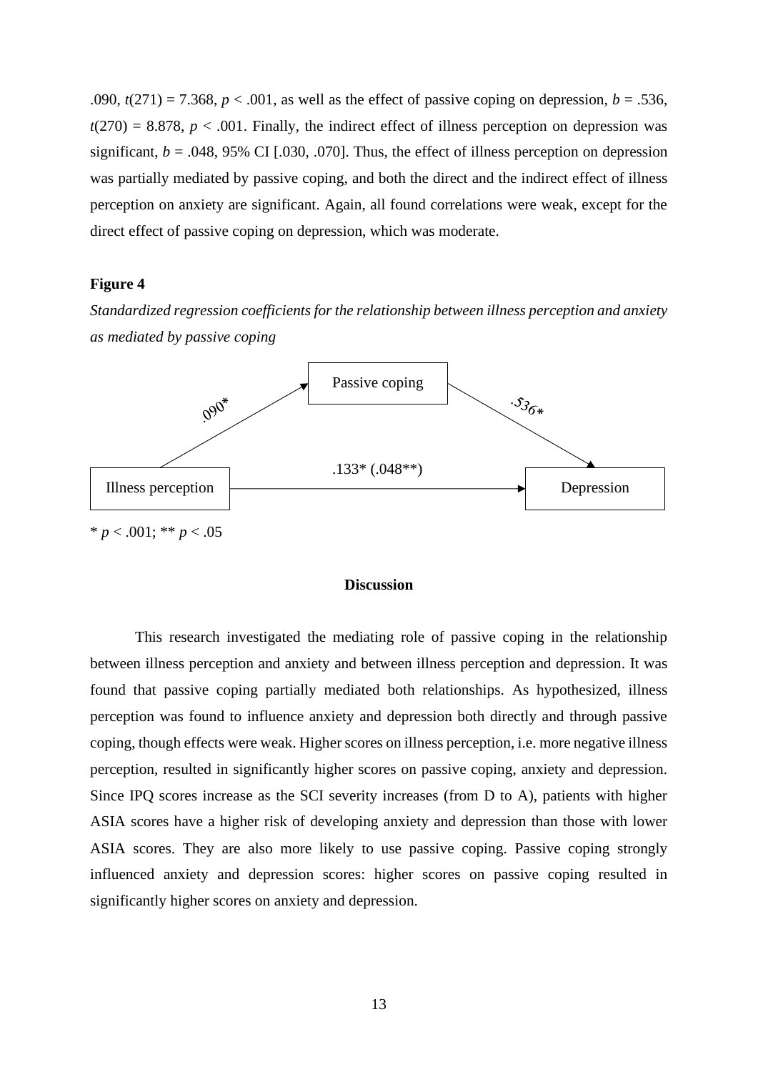.090, $t(271) = 7.368$, $p < .001$, as well as the effect of passive coping on depression, $b = .536$, $t(270) = 8.878$, $p < .001$. Finally, the indirect effect of illness perception on depression was significant, $b = .048$, 95% CI [.030, .070]. Thus, the effect of illness perception on depression was partially mediated by passive coping, and both the direct and the indirect effect of illness perception on anxiety are significant. Again, all found correlations were weak, except for the direct effect of passive coping on depression, which was moderate.

**Figure 4**

*Standardized regression coefficients for the relationship between illness perception and anxiety as mediated by passive coping*

Passive coping

.090*

.536*

.133* (.048**)

Illness perception

Depression

* $p < .001$; ** $p < .05$

## Discussion

This research investigated the mediating role of passive coping in the relationship between illness perception and anxiety and between illness perception and depression. It was found that passive coping partially mediated both relationships. As hypothesized, illness perception was found to influence anxiety and depression both directly and through passive coping, though effects were weak. Higher scores on illness perception, i.e. more negative illness perception, resulted in significantly higher scores on passive coping, anxiety and depression. Since IPQ scores increase as the SCI severity increases (from D to A), patients with higher ASIA scores have a higher risk of developing anxiety and depression than those with lower ASIA scores. They are also more likely to use passive coping. Passive coping strongly influenced anxiety and depression scores: higher scores on passive coping resulted in significantly higher scores on anxiety and depression.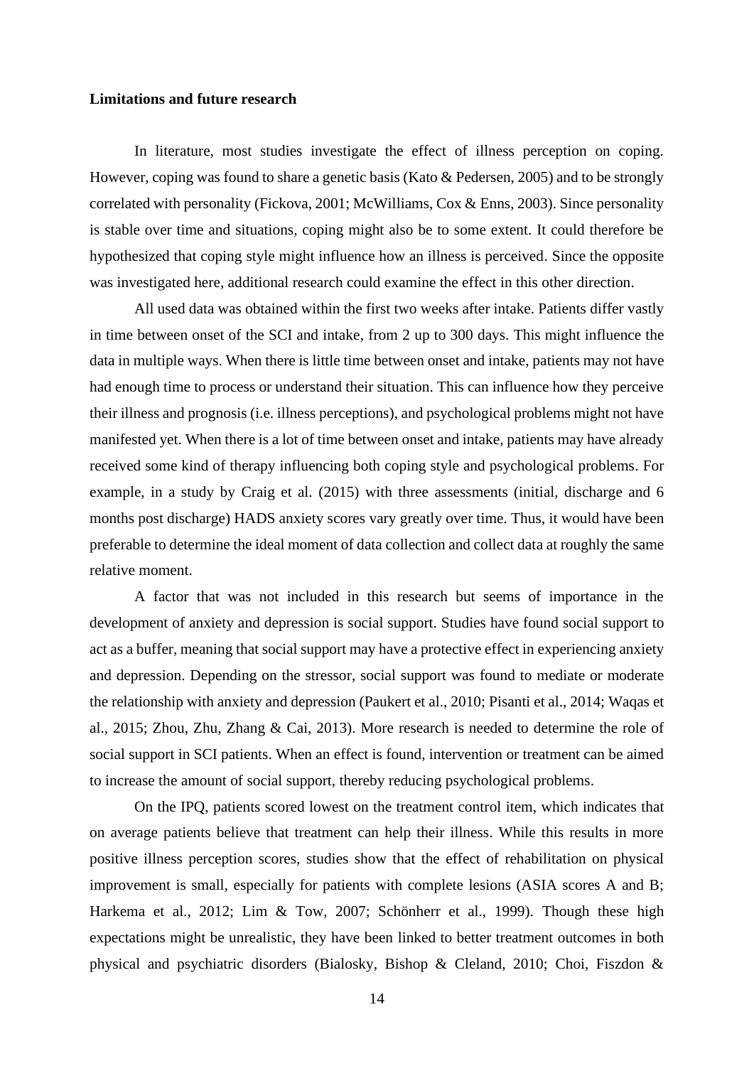**Limitations and future research**

In literature, most studies investigate the effect of illness perception on coping. However, coping was found to share a genetic basis (Kato & Pedersen, 2005) and to be strongly correlated with personality (Fickova, 2001; McWilliams, Cox & Enns, 2003). Since personality is stable over time and situations, coping might also be to some extent. It could therefore be hypothesized that coping style might influence how an illness is perceived. Since the opposite was investigated here, additional research could examine the effect in this other direction.

All used data was obtained within the first two weeks after intake. Patients differ vastly in time between onset of the SCI and intake, from 2 up to 300 days. This might influence the data in multiple ways. When there is little time between onset and intake, patients may not have had enough time to process or understand their situation. This can influence how they perceive their illness and prognosis (i.e. illness perceptions), and psychological problems might not have manifested yet. When there is a lot of time between onset and intake, patients may have already received some kind of therapy influencing both coping style and psychological problems. For example, in a study by Craig et al. (2015) with three assessments (initial, discharge and 6 months post discharge) HADS anxiety scores vary greatly over time. Thus, it would have been preferable to determine the ideal moment of data collection and collect data at roughly the same relative moment.

A factor that was not included in this research but seems of importance in the development of anxiety and depression is social support. Studies have found social support to act as a buffer, meaning that social support may have a protective effect in experiencing anxiety and depression. Depending on the stressor, social support was found to mediate or moderate the relationship with anxiety and depression (Paukert et al., 2010; Pisanti et al., 2014; Waqas et al., 2015; Zhou, Zhu, Zhang & Cai, 2013). More research is needed to determine the role of social support in SCI patients. When an effect is found, intervention or treatment can be aimed to increase the amount of social support, thereby reducing psychological problems.

On the IPQ, patients scored lowest on the treatment control item, which indicates that on average patients believe that treatment can help their illness. While this results in more positive illness perception scores, studies show that the effect of rehabilitation on physical improvement is small, especially for patients with complete lesions (ASIA scores A and B; Harkema et al., 2012; Lim & Tow, 2007; Schönherr et al., 1999). Though these high expectations might be unrealistic, they have been linked to better treatment outcomes in both physical and psychiatric disorders (Bialosky, Bishop & Cleland, 2010; Choi, Fiszdon &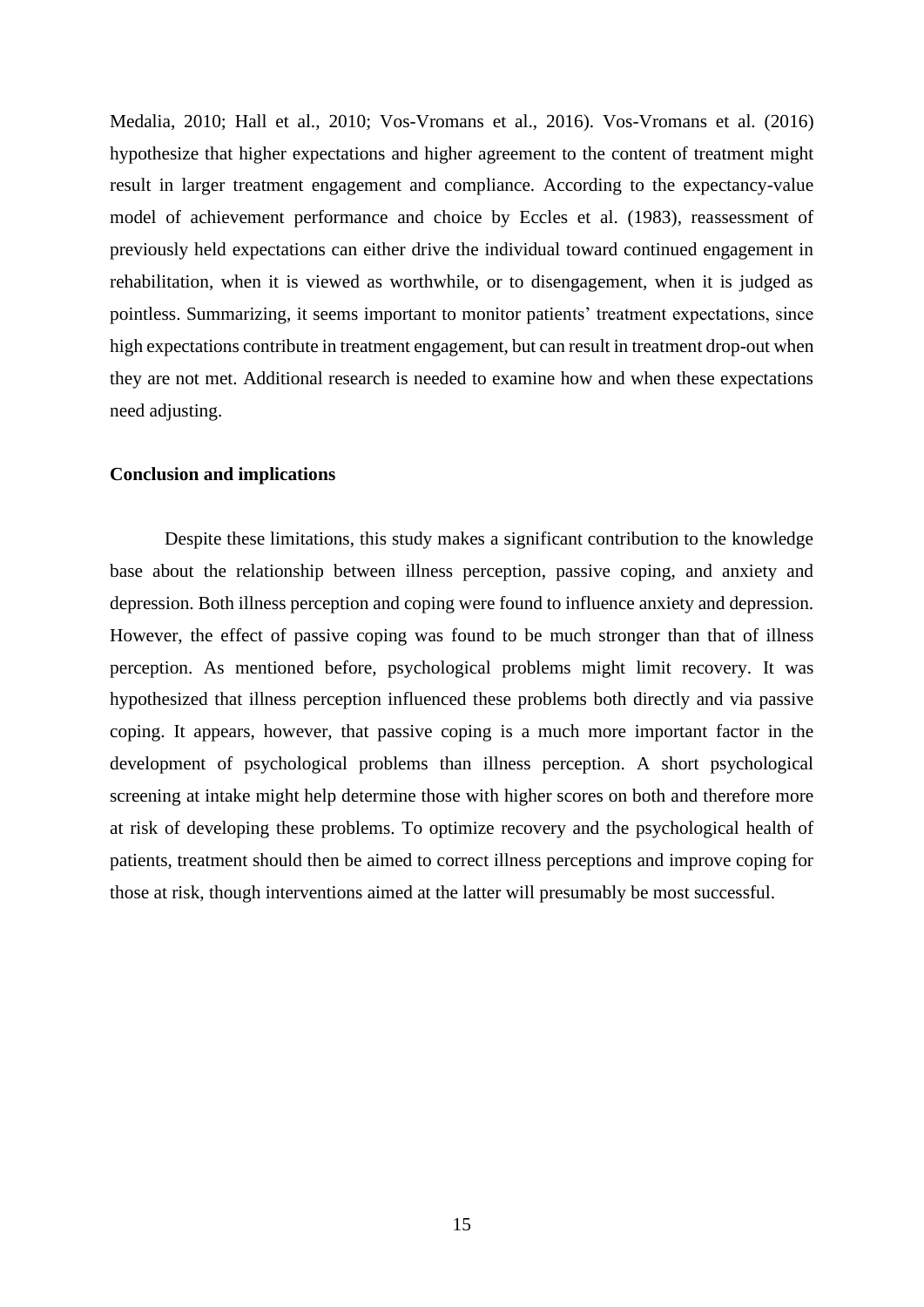Medalia, 2010; Hall et al., 2010; Vos-Vromans et al., 2016). Vos-Vromans et al. (2016) hypothesize that higher expectations and higher agreement to the content of treatment might result in larger treatment engagement and compliance. According to the expectancy-value model of achievement performance and choice by Eccles et al. (1983), reassessment of previously held expectations can either drive the individual toward continued engagement in rehabilitation, when it is viewed as worthwhile, or to disengagement, when it is judged as pointless. Summarizing, it seems important to monitor patients' treatment expectations, since high expectations contribute in treatment engagement, but can result in treatment drop-out when they are not met. Additional research is needed to examine how and when these expectations need adjusting.

### Conclusion and implications

Despite these limitations, this study makes a significant contribution to the knowledge base about the relationship between illness perception, passive coping, and anxiety and depression. Both illness perception and coping were found to influence anxiety and depression. However, the effect of passive coping was found to be much stronger than that of illness perception. As mentioned before, psychological problems might limit recovery. It was hypothesized that illness perception influenced these problems both directly and via passive coping. It appears, however, that passive coping is a much more important factor in the development of psychological problems than illness perception. A short psychological screening at intake might help determine those with higher scores on both and therefore more at risk of developing these problems. To optimize recovery and the psychological health of patients, treatment should then be aimed to correct illness perceptions and improve coping for those at risk, though interventions aimed at the latter will presumably be most successful.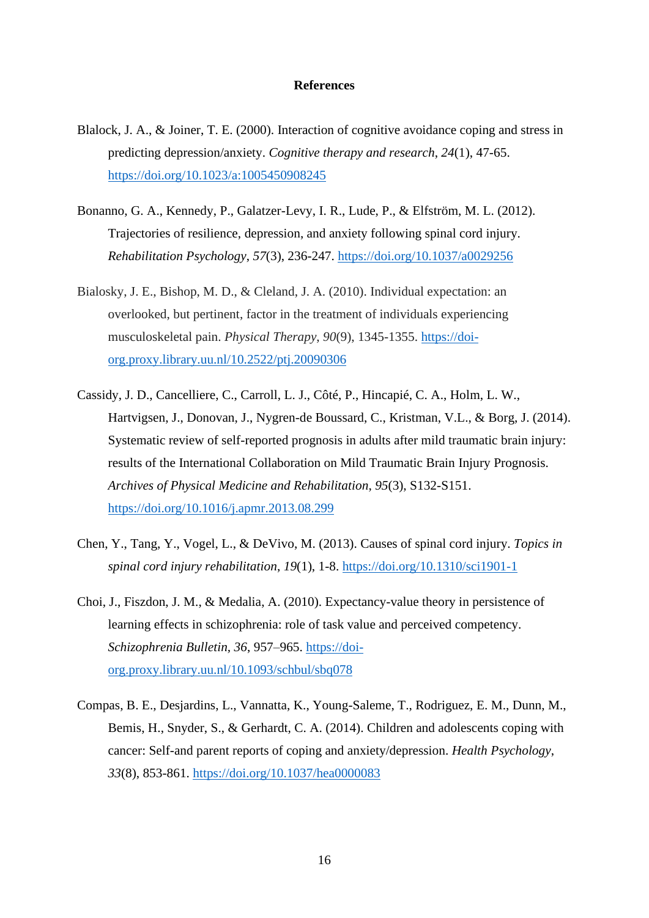**References**

Blalock, J. A., & Joiner, T. E. (2000). Interaction of cognitive avoidance coping and stress in predicting depression/anxiety. *Cognitive therapy and research*, *24*(1), 47-65. https://doi.org/10.1023/a:1005450908245

Bonanno, G. A., Kennedy, P., Galatzer-Levy, I. R., Lude, P., & Elfström, M. L. (2012). Trajectories of resilience, depression, and anxiety following spinal cord injury. *Rehabilitation Psychology*, *57*(3), 236-247. https://doi.org/10.1037/a0029256

Bialosky, J. E., Bishop, M. D., & Cleland, J. A. (2010). Individual expectation: an overlooked, but pertinent, factor in the treatment of individuals experiencing musculoskeletal pain. *Physical Therapy*, *90*(9), 1345-1355. https://doi-org.proxy.library.uu.nl/10.2522/ptj.20090306

Cassidy, J. D., Cancelliere, C., Carroll, L. J., Côté, P., Hincapié, C. A., Holm, L. W., Hartvigsen, J., Donovan, J., Nygren-de Boussard, C., Kristman, V.L., & Borg, J. (2014). Systematic review of self-reported prognosis in adults after mild traumatic brain injury: results of the International Collaboration on Mild Traumatic Brain Injury Prognosis. *Archives of Physical Medicine and Rehabilitation*, *95*(3), S132-S151. https://doi.org/10.1016/j.apmr.2013.08.299

Chen, Y., Tang, Y., Vogel, L., & DeVivo, M. (2013). Causes of spinal cord injury. *Topics in spinal cord injury rehabilitation*, *19*(1), 1-8. https://doi.org/10.1310/sci1901-1

Choi, J., Fiszdon, J. M., & Medalia, A. (2010). Expectancy-value theory in persistence of learning effects in schizophrenia: role of task value and perceived competency. *Schizophrenia Bulletin*, *36*, 957–965. https://doi-org.proxy.library.uu.nl/10.1093/schbul/sbq078

Compas, B. E., Desjardins, L., Vannatta, K., Young-Saleme, T., Rodriguez, E. M., Dunn, M., Bemis, H., Snyder, S., & Gerhardt, C. A. (2014). Children and adolescents coping with cancer: Self-and parent reports of coping and anxiety/depression. *Health Psychology*, *33*(8), 853-861. https://doi.org/10.1037/hea0000083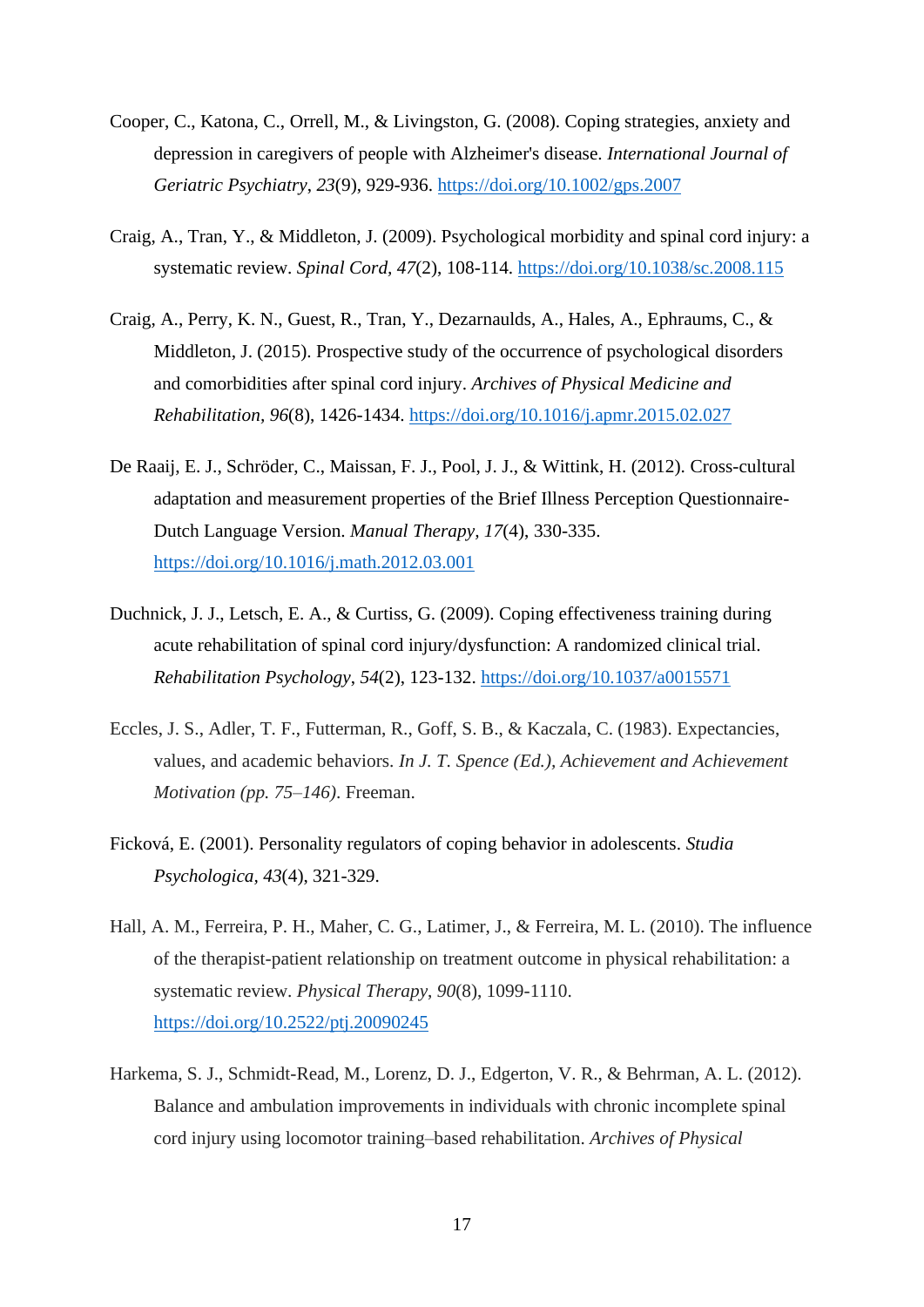Cooper, C., Katona, C., Orrell, M., & Livingston, G. (2008). Coping strategies, anxiety and depression in caregivers of people with Alzheimer's disease. *International Journal of Geriatric Psychiatry*, *23*(9), 929-936. https://doi.org/10.1002/gps.2007

Craig, A., Tran, Y., & Middleton, J. (2009). Psychological morbidity and spinal cord injury: a systematic review. *Spinal Cord*, *47*(2), 108-114. https://doi.org/10.1038/sc.2008.115

Craig, A., Perry, K. N., Guest, R., Tran, Y., Dezarnaulds, A., Hales, A., Ephraums, C., & Middleton, J. (2015). Prospective study of the occurrence of psychological disorders and comorbidities after spinal cord injury. *Archives of Physical Medicine and Rehabilitation*, *96*(8), 1426-1434. https://doi.org/10.1016/j.apmr.2015.02.027

De Raaij, E. J., Schröder, C., Maissan, F. J., Pool, J. J., & Wittink, H. (2012). Cross-cultural adaptation and measurement properties of the Brief Illness Perception Questionnaire-Dutch Language Version. *Manual Therapy*, *17*(4), 330-335. https://doi.org/10.1016/j.math.2012.03.001

Duchnick, J. J., Letsch, E. A., & Curtiss, G. (2009). Coping effectiveness training during acute rehabilitation of spinal cord injury/dysfunction: A randomized clinical trial. *Rehabilitation Psychology*, *54*(2), 123-132. https://doi.org/10.1037/a0015571

Eccles, J. S., Adler, T. F., Futterman, R., Goff, S. B., & Kaczala, C. (1983). Expectancies, values, and academic behaviors. *In J. T. Spence (Ed.), Achievement and Achievement Motivation (pp. 75–146)*. Freeman.

Ficková, E. (2001). Personality regulators of coping behavior in adolescents. *Studia Psychologica*, *43*(4), 321-329.

Hall, A. M., Ferreira, P. H., Maher, C. G., Latimer, J., & Ferreira, M. L. (2010). The influence of the therapist-patient relationship on treatment outcome in physical rehabilitation: a systematic review. *Physical Therapy*, *90*(8), 1099-1110. https://doi.org/10.2522/ptj.20090245

Harkema, S. J., Schmidt-Read, M., Lorenz, D. J., Edgerton, V. R., & Behrman, A. L. (2012). Balance and ambulation improvements in individuals with chronic incomplete spinal cord injury using locomotor training–based rehabilitation. *Archives of Physical*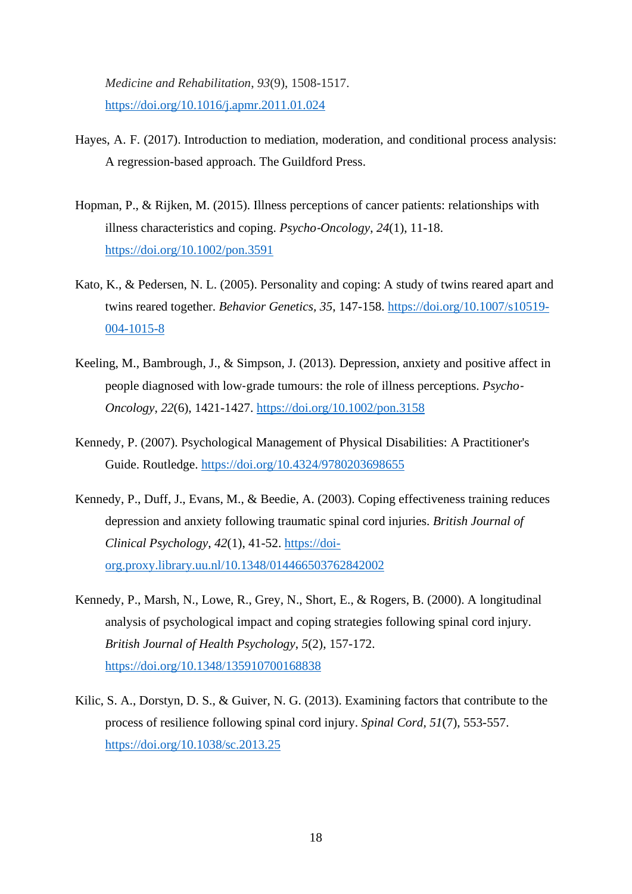*Medicine and Rehabilitation*, *93*(9), 1508-1517. https://doi.org/10.1016/j.apmr.2011.01.024

Hayes, A. F. (2017). Introduction to mediation, moderation, and conditional process analysis: A regression-based approach. The Guildford Press.

Hopman, P., & Rijken, M. (2015). Illness perceptions of cancer patients: relationships with illness characteristics and coping. *Psycho-Oncology*, *24*(1), 11-18. https://doi.org/10.1002/pon.3591

Kato, K., & Pedersen, N. L. (2005). Personality and coping: A study of twins reared apart and twins reared together. *Behavior Genetics*, *35*, 147-158. https://doi.org/10.1007/s10519-004-1015-8

Keeling, M., Bambrough, J., & Simpson, J. (2013). Depression, anxiety and positive affect in people diagnosed with low-grade tumours: the role of illness perceptions. *Psycho-Oncology*, *22*(6), 1421-1427. https://doi.org/10.1002/pon.3158

Kennedy, P. (2007). Psychological Management of Physical Disabilities: A Practitioner's Guide. Routledge. https://doi.org/10.4324/9780203698655

Kennedy, P., Duff, J., Evans, M., & Beedie, A. (2003). Coping effectiveness training reduces depression and anxiety following traumatic spinal cord injuries. *British Journal of Clinical Psychology*, *42*(1), 41-52. https://doi-org.proxy.library.uu.nl/10.1348/014466503762842002

Kennedy, P., Marsh, N., Lowe, R., Grey, N., Short, E., & Rogers, B. (2000). A longitudinal analysis of psychological impact and coping strategies following spinal cord injury. *British Journal of Health Psychology*, *5*(2), 157-172. https://doi.org/10.1348/135910700168838

Kilic, S. A., Dorstyn, D. S., & Guiver, N. G. (2013). Examining factors that contribute to the process of resilience following spinal cord injury. *Spinal Cord*, *51*(7), 553-557. https://doi.org/10.1038/sc.2013.25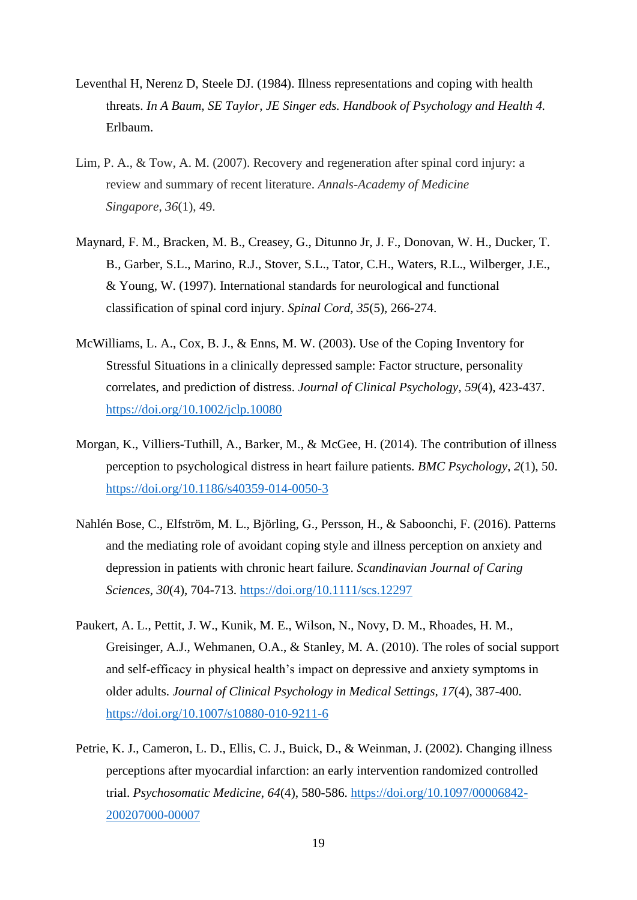Leventhal H, Nerenz D, Steele DJ. (1984). Illness representations and coping with health threats. *In A Baum, SE Taylor, JE Singer eds. Handbook of Psychology and Health 4.* Erlbaum.

Lim, P. A., & Tow, A. M. (2007). Recovery and regeneration after spinal cord injury: a review and summary of recent literature. *Annals-Academy of Medicine Singapore*, *36*(1), 49.

Maynard, F. M., Bracken, M. B., Creasey, G., Ditunno Jr, J. F., Donovan, W. H., Ducker, T. B., Garber, S.L., Marino, R.J., Stover, S.L., Tator, C.H., Waters, R.L., Wilberger, J.E., & Young, W. (1997). International standards for neurological and functional classification of spinal cord injury. *Spinal Cord*, *35*(5), 266-274.

McWilliams, L. A., Cox, B. J., & Enns, M. W. (2003). Use of the Coping Inventory for Stressful Situations in a clinically depressed sample: Factor structure, personality correlates, and prediction of distress. *Journal of Clinical Psychology*, *59*(4), 423-437. https://doi.org/10.1002/jclp.10080

Morgan, K., Villiers-Tuthill, A., Barker, M., & McGee, H. (2014). The contribution of illness perception to psychological distress in heart failure patients. *BMC Psychology*, *2*(1), 50. https://doi.org/10.1186/s40359-014-0050-3

Nahlén Bose, C., Elfström, M. L., Björling, G., Persson, H., & Saboonchi, F. (2016). Patterns and the mediating role of avoidant coping style and illness perception on anxiety and depression in patients with chronic heart failure. *Scandinavian Journal of Caring Sciences*, *30*(4), 704-713. https://doi.org/10.1111/scs.12297

Paukert, A. L., Pettit, J. W., Kunik, M. E., Wilson, N., Novy, D. M., Rhoades, H. M., Greisinger, A.J., Wehmanen, O.A., & Stanley, M. A. (2010). The roles of social support and self-efficacy in physical health's impact on depressive and anxiety symptoms in older adults. *Journal of Clinical Psychology in Medical Settings*, *17*(4), 387-400. https://doi.org/10.1007/s10880-010-9211-6

Petrie, K. J., Cameron, L. D., Ellis, C. J., Buick, D., & Weinman, J. (2002). Changing illness perceptions after myocardial infarction: an early intervention randomized controlled trial. *Psychosomatic Medicine*, *64*(4), 580-586. https://doi.org/10.1097/00006842-200207000-00007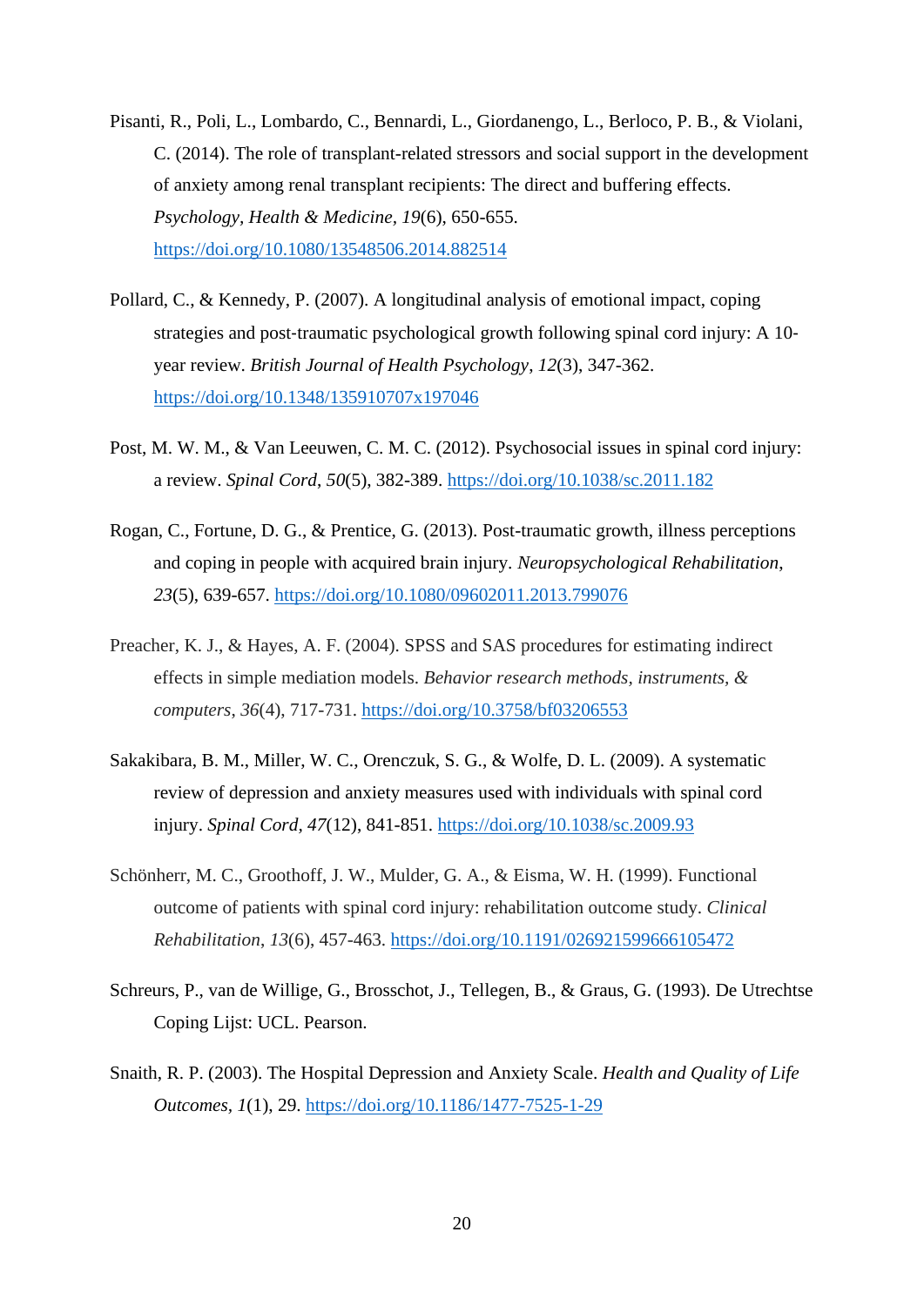Pisanti, R., Poli, L., Lombardo, C., Bennardi, L., Giordanengo, L., Berloco, P. B., & Violani, C. (2014). The role of transplant-related stressors and social support in the development of anxiety among renal transplant recipients: The direct and buffering effects. *Psychology, Health & Medicine, 19*(6), 650-655. https://doi.org/10.1080/13548506.2014.882514

Pollard, C., & Kennedy, P. (2007). A longitudinal analysis of emotional impact, coping strategies and post-traumatic psychological growth following spinal cord injury: A 10-year review. *British Journal of Health Psychology*, *12*(3), 347-362. https://doi.org/10.1348/135910707x197046

Post, M. W. M., & Van Leeuwen, C. M. C. (2012). Psychosocial issues in spinal cord injury: a review. *Spinal Cord*, *50*(5), 382-389. https://doi.org/10.1038/sc.2011.182

Rogan, C., Fortune, D. G., & Prentice, G. (2013). Post-traumatic growth, illness perceptions and coping in people with acquired brain injury. *Neuropsychological Rehabilitation*, *23*(5), 639-657. https://doi.org/10.1080/09602011.2013.799076

Preacher, K. J., & Hayes, A. F. (2004). SPSS and SAS procedures for estimating indirect effects in simple mediation models. *Behavior research methods, instruments, & computers*, *36*(4), 717-731. https://doi.org/10.3758/bf03206553

Sakakibara, B. M., Miller, W. C., Orenczuk, S. G., & Wolfe, D. L. (2009). A systematic review of depression and anxiety measures used with individuals with spinal cord injury. *Spinal Cord, 47*(12), 841-851. https://doi.org/10.1038/sc.2009.93

Schönherr, M. C., Groothoff, J. W., Mulder, G. A., & Eisma, W. H. (1999). Functional outcome of patients with spinal cord injury: rehabilitation outcome study. *Clinical Rehabilitation*, *13*(6), 457-463. https://doi.org/10.1191/026921599666105472

Schreurs, P., van de Willige, G., Brosschot, J., Tellegen, B., & Graus, G. (1993). De Utrechtse Coping Lijst: UCL. Pearson.

Snaith, R. P. (2003). The Hospital Depression and Anxiety Scale. *Health and Quality of Life Outcomes*, *1*(1), 29. https://doi.org/10.1186/1477-7525-1-29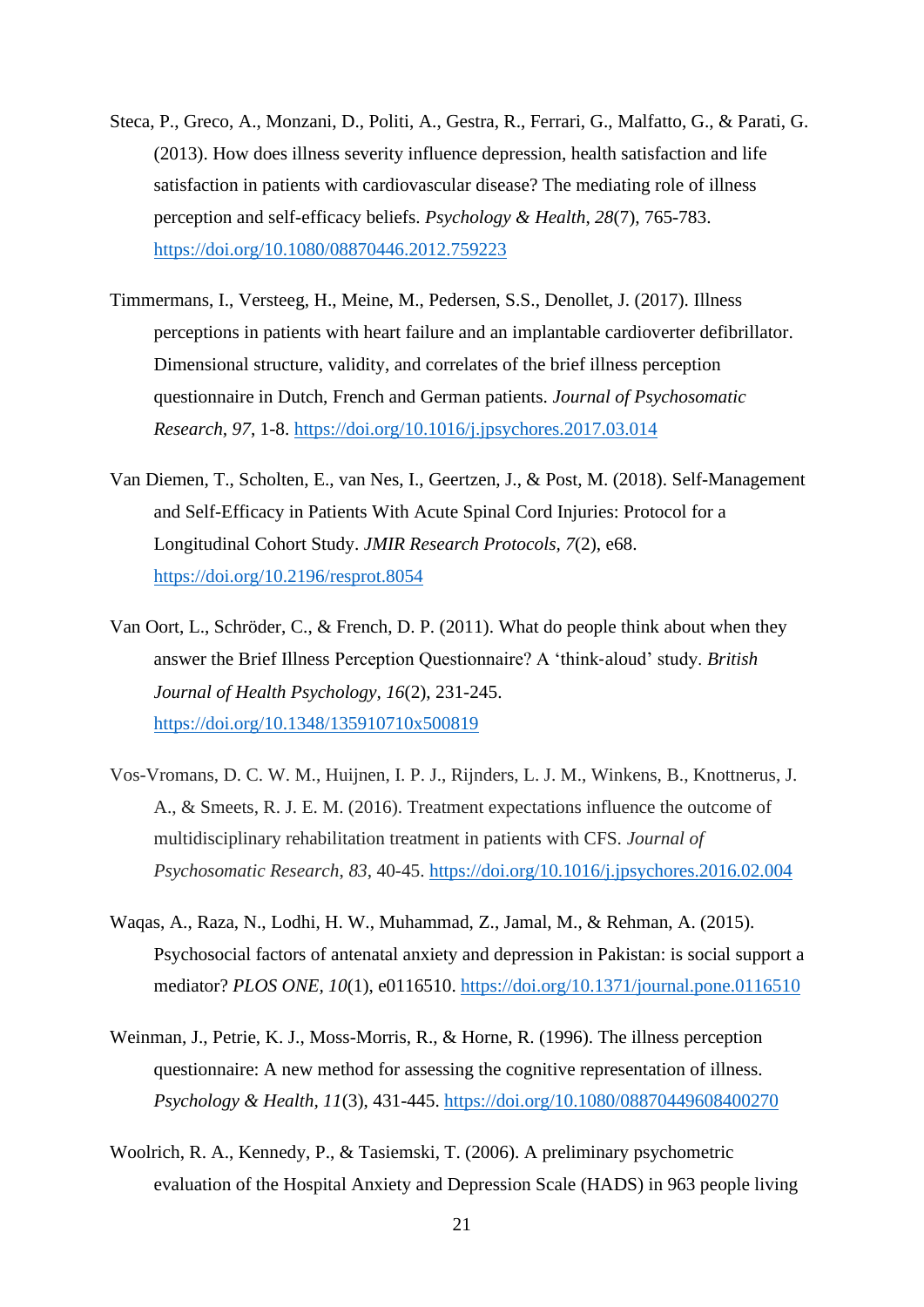Steca, P., Greco, A., Monzani, D., Politi, A., Gestra, R., Ferrari, G., Malfatto, G., & Parati, G. (2013). How does illness severity influence depression, health satisfaction and life satisfaction in patients with cardiovascular disease? The mediating role of illness perception and self-efficacy beliefs. *Psychology & Health*, *28*(7), 765-783. https://doi.org/10.1080/08870446.2012.759223

Timmermans, I., Versteeg, H., Meine, M., Pedersen, S.S., Denollet, J. (2017). Illness perceptions in patients with heart failure and an implantable cardioverter defibrillator. Dimensional structure, validity, and correlates of the brief illness perception questionnaire in Dutch, French and German patients. *Journal of Psychosomatic Research, 97*, 1-8. https://doi.org/10.1016/j.jpsychores.2017.03.014

Van Diemen, T., Scholten, E., van Nes, I., Geertzen, J., & Post, M. (2018). Self-Management and Self-Efficacy in Patients With Acute Spinal Cord Injuries: Protocol for a Longitudinal Cohort Study. *JMIR Research Protocols, 7*(2), e68. https://doi.org/10.2196/resprot.8054

Van Oort, L., Schröder, C., & French, D. P. (2011). What do people think about when they answer the Brief Illness Perception Questionnaire? A 'think-aloud' study. *British Journal of Health Psychology*, *16*(2), 231-245. https://doi.org/10.1348/135910710x500819

Vos-Vromans, D. C. W. M., Huijnen, I. P. J., Rijnders, L. J. M., Winkens, B., Knottnerus, J. A., & Smeets, R. J. E. M. (2016). Treatment expectations influence the outcome of multidisciplinary rehabilitation treatment in patients with CFS. *Journal of Psychosomatic Research*, *83*, 40-45. https://doi.org/10.1016/j.jpsychores.2016.02.004

Waqas, A., Raza, N., Lodhi, H. W., Muhammad, Z., Jamal, M., & Rehman, A. (2015). Psychosocial factors of antenatal anxiety and depression in Pakistan: is social support a mediator? *PLOS ONE, 10*(1), e0116510. https://doi.org/10.1371/journal.pone.0116510

Weinman, J., Petrie, K. J., Moss-Morris, R., & Horne, R. (1996). The illness perception questionnaire: A new method for assessing the cognitive representation of illness. *Psychology & Health*, *11*(3), 431-445. https://doi.org/10.1080/08870449608400270

Woolrich, R. A., Kennedy, P., & Tasiemski, T. (2006). A preliminary psychometric evaluation of the Hospital Anxiety and Depression Scale (HADS) in 963 people living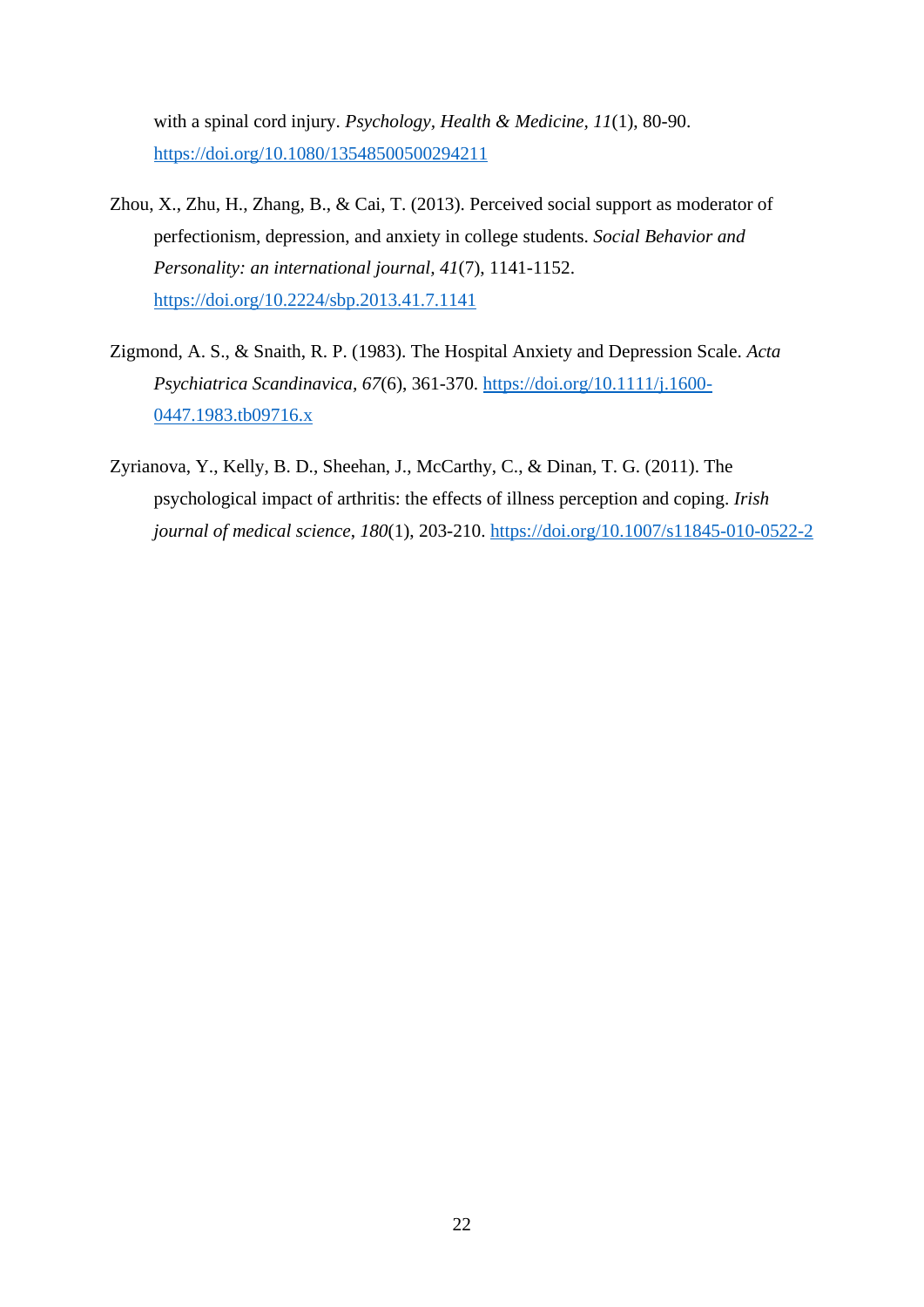with a spinal cord injury. *Psychology, Health & Medicine*, *11*(1), 80-90. https://doi.org/10.1080/13548500500294211

Zhou, X., Zhu, H., Zhang, B., & Cai, T. (2013). Perceived social support as moderator of perfectionism, depression, and anxiety in college students. *Social Behavior and Personality: an international journal, 41*(7), 1141-1152. https://doi.org/10.2224/sbp.2013.41.7.1141

Zigmond, A. S., & Snaith, R. P. (1983). The Hospital Anxiety and Depression Scale. *Acta Psychiatrica Scandinavica*, *67*(6), 361-370. https://doi.org/10.1111/j.1600-0447.1983.tb09716.x

Zyrianova, Y., Kelly, B. D., Sheehan, J., McCarthy, C., & Dinan, T. G. (2011). The psychological impact of arthritis: the effects of illness perception and coping. *Irish journal of medical science*, *180*(1), 203-210. https://doi.org/10.1007/s11845-010-0522-2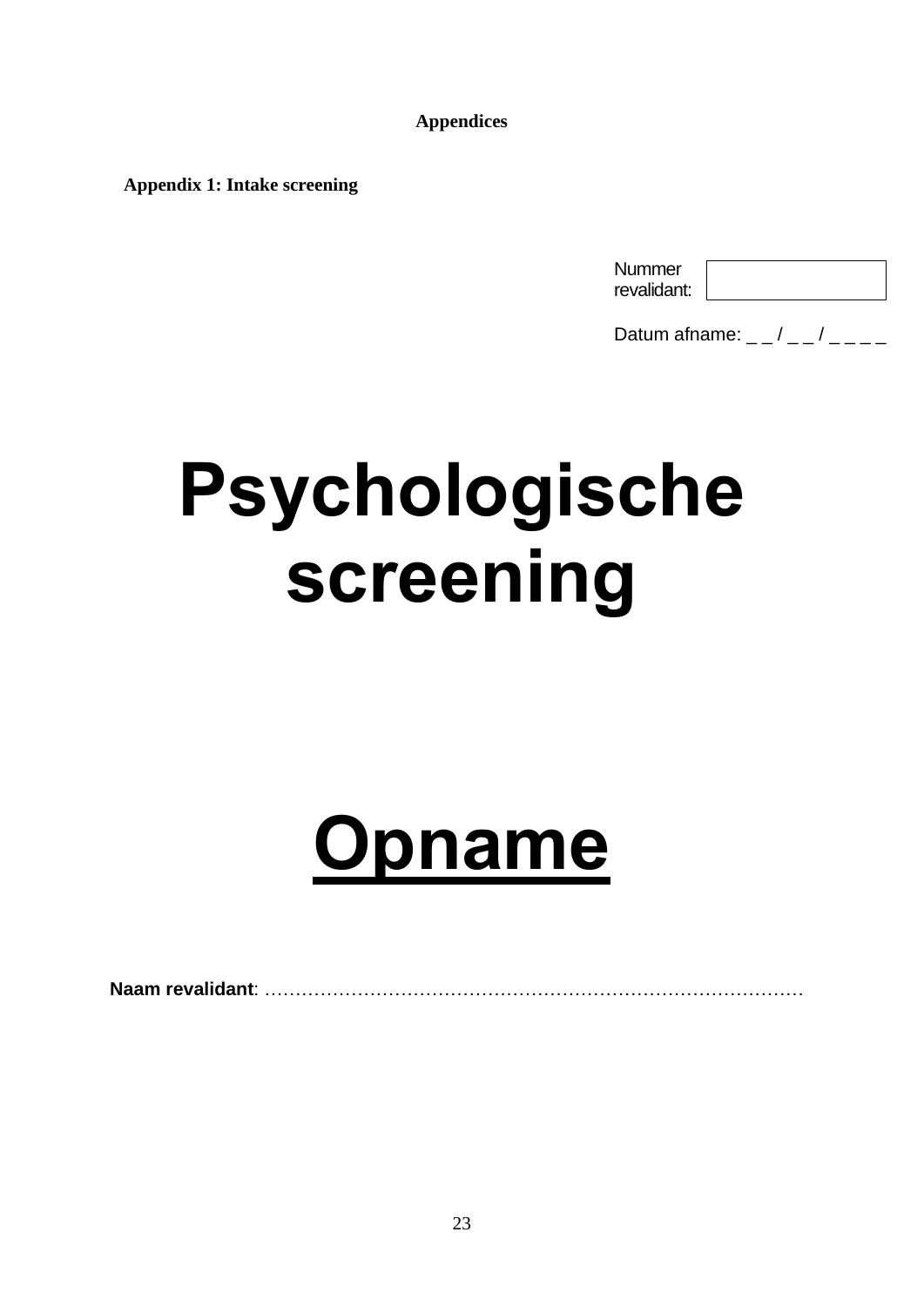# Appendices

## Appendix 1: Intake screening

| Nummer revalidant: | |
|---|---|

Datum afname: _ _ / _ _ / _ _ _ _

# Psychologische screening

# <u>Opname</u>

**Naam revalidant**: ………………………………………………………………………………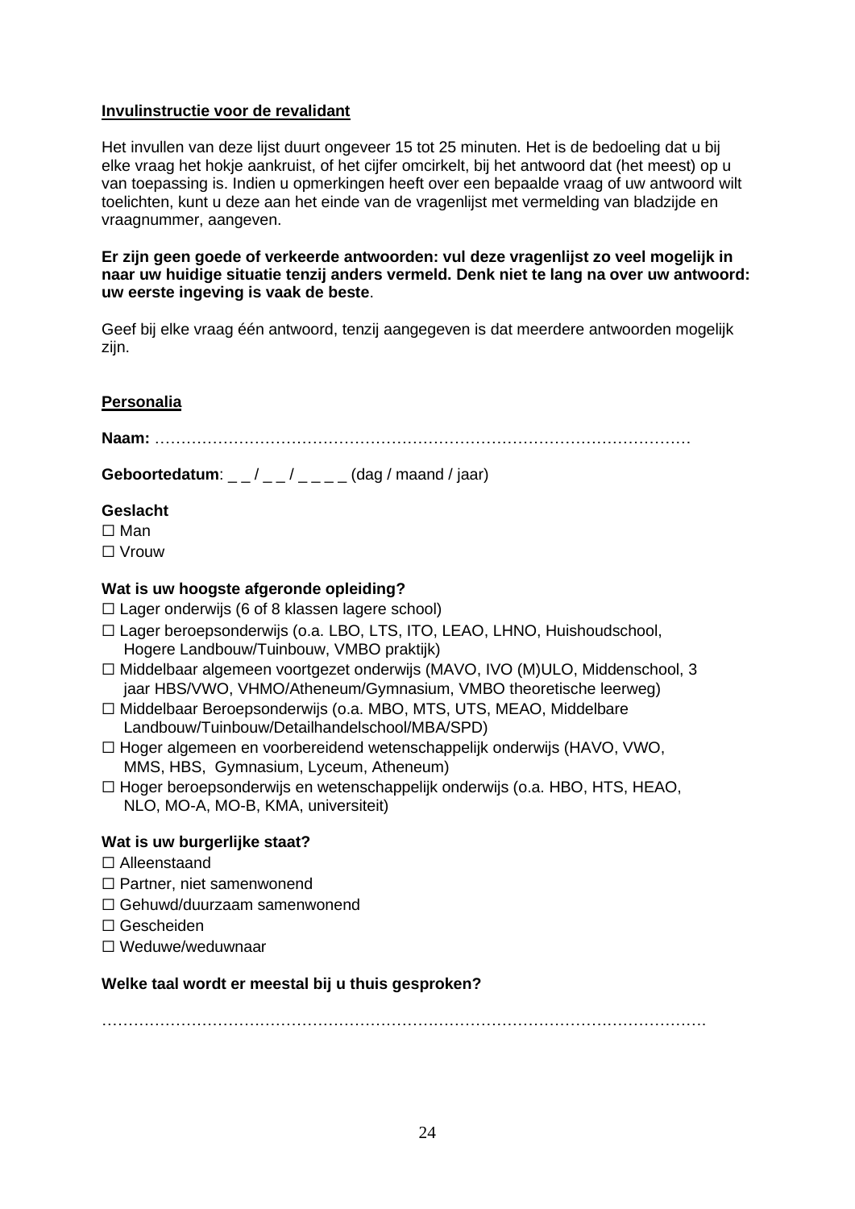**<u>Invulinstructie voor de revalidant</u>**

Het invullen van deze lijst duurt ongeveer 15 tot 25 minuten. Het is de bedoeling dat u bij elke vraag het hokje aankruist, of het cijfer omcirkelt, bij het antwoord dat (het meest) op u van toepassing is. Indien u opmerkingen heeft over een bepaalde vraag of uw antwoord wilt toelichten, kunt u deze aan het einde van de vragenlijst met vermelding van bladzijde en vraagnummer, aangeven.

**Er zijn geen goede of verkeerde antwoorden: vul deze vragenlijst zo veel mogelijk in naar uw huidige situatie tenzij anders vermeld. Denk niet te lang na over uw antwoord: uw eerste ingeving is vaak de beste**.

Geef bij elke vraag één antwoord, tenzij aangegeven is dat meerdere antwoorden mogelijk zijn.

**<u>Personalia</u>**

**Naam:** ………………………………………………………………………………………….

**Geboortedatum**: _ _ / _ _ / _ _ _ _ (dag / maand / jaar)

**Geslacht**

☐ Man
☐ Vrouw

**Wat is uw hoogste afgeronde opleiding?**

☐ Lager onderwijs (6 of 8 klassen lagere school)
☐ Lager beroepsonderwijs (o.a. LBO, LTS, ITO, LEAO, LHNO, Huishoudschool, Hogere Landbouw/Tuinbouw, VMBO praktijk)
☐ Middelbaar algemeen voortgezet onderwijs (MAVO, IVO (M)ULO, Middenschool, 3 jaar HBS/VWO, VHMO/Atheneum/Gymnasium, VMBO theoretische leerweg)
☐ Middelbaar Beroepsonderwijs (o.a. MBO, MTS, UTS, MEAO, Middelbare Landbouw/Tuinbouw/Detailhandelschool/MBA/SPD)
☐ Hoger algemeen en voorbereidend wetenschappelijk onderwijs (HAVO, VWO, MMS, HBS, Gymnasium, Lyceum, Atheneum)
☐ Hoger beroepsonderwijs en wetenschappelijk onderwijs (o.a. HBO, HTS, HEAO, NLO, MO-A, MO-B, KMA, universiteit)

**Wat is uw burgerlijke staat?**

☐ Alleenstaand
☐ Partner, niet samenwonend
☐ Gehuwd/duurzaam samenwonend
☐ Gescheiden
☐ Weduwe/weduwnaar

**Welke taal wordt er meestal bij u thuis gesproken?**

…………………………………………………………………………………………………….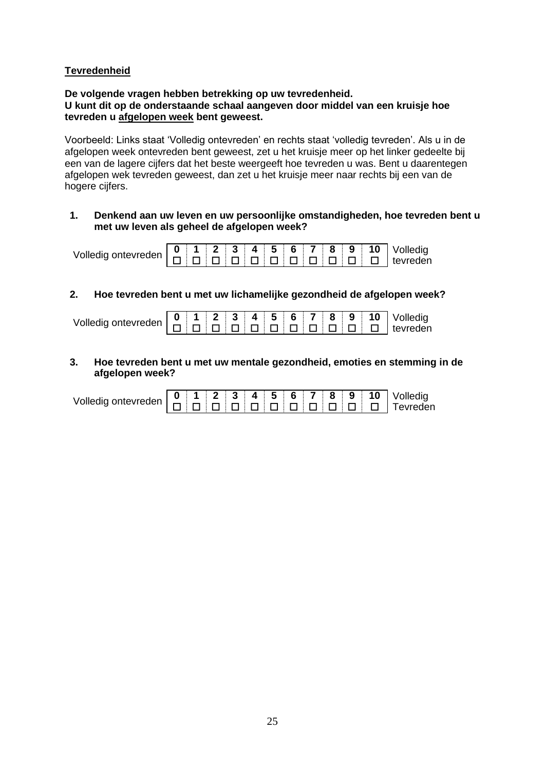**<u>Tevredenheid</u>**

**De volgende vragen hebben betrekking op uw tevredenheid.**
**U kunt dit op de onderstaande schaal aangeven door middel van een kruisje hoe tevreden u <u>afgelopen week</u> bent geweest.**

Voorbeeld: Links staat 'Volledig ontevreden' en rechts staat 'volledig tevreden'. Als u in de afgelopen week ontevreden bent geweest, zet u het kruisje meer op het linker gedeelte bij een van de lagere cijfers dat het beste weergeeft hoe tevreden u was. Bent u daarentegen afgelopen wek tevreden geweest, dan zet u het kruisje meer naar rechts bij een van de hogere cijfers.

**1. Denkend aan uw leven en uw persoonlijke omstandigheden, hoe tevreden bent u met uw leven als geheel de afgelopen week?**

| Volledig ontevreden | 0 | 1 | 2 | 3 | 4 | 5 | 6 | 7 | 8 | 9 | 10 | Volledig tevreden |
|---|---|---|---|---|---|---|---|---|---|---|---|---|
| | ☐ | ☐ | ☐ | ☐ | ☐ | ☐ | ☐ | ☐ | ☐ | ☐ | ☐ | |

**2. Hoe tevreden bent u met uw lichamelijke gezondheid de afgelopen week?**

| Volledig ontevreden | 0 | 1 | 2 | 3 | 4 | 5 | 6 | 7 | 8 | 9 | 10 | Volledig tevreden |
|---|---|---|---|---|---|---|---|---|---|---|---|---|
| | ☐ | ☐ | ☐ | ☐ | ☐ | ☐ | ☐ | ☐ | ☐ | ☐ | ☐ | |

**3. Hoe tevreden bent u met uw mentale gezondheid, emoties en stemming in de afgelopen week?**

| Volledig ontevreden | 0 | 1 | 2 | 3 | 4 | 5 | 6 | 7 | 8 | 9 | 10 | Volledig Tevreden |
|---|---|---|---|---|---|---|---|---|---|---|---|---|
| | ☐ | ☐ | ☐ | ☐ | ☐ | ☐ | ☐ | ☐ | ☐ | ☐ | ☐ | |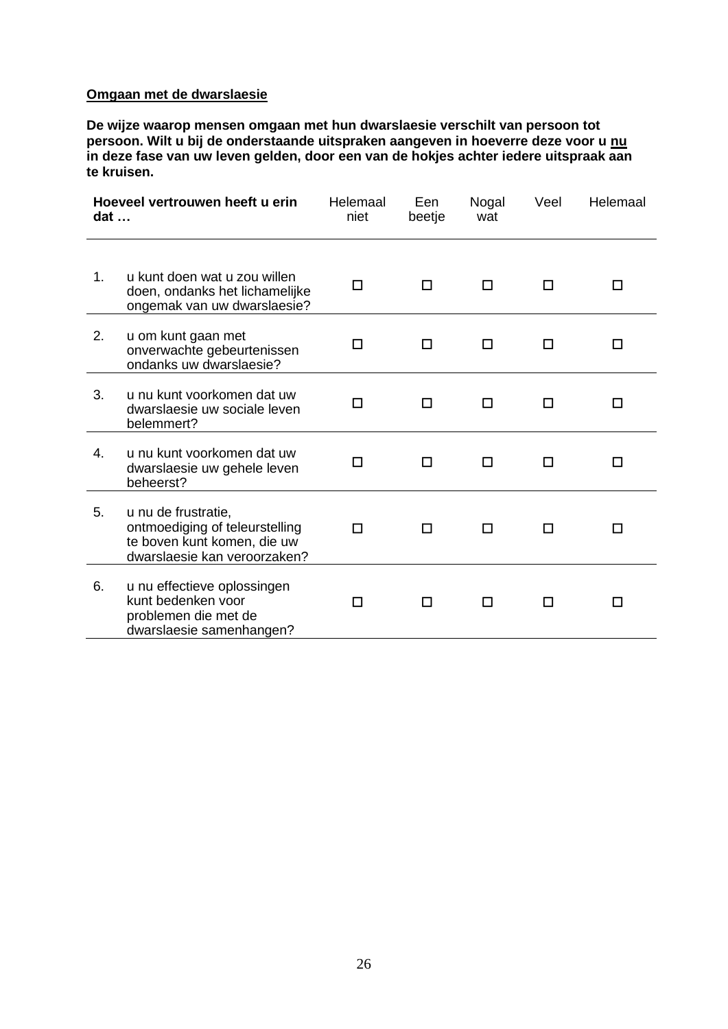**<u>Omgaan met de dwarslaesie</u>**

**De wijze waarop mensen omgaan met hun dwarslaesie verschilt van persoon tot persoon. Wilt u bij de onderstaande uitspraken aangeven in hoeverre deze voor u <u>nu</u> in deze fase van uw leven gelden, door een van de hokjes achter iedere uitspraak aan te kruisen.**

| | **Hoeveel vertrouwen heeft u erin dat …** | Helemaal niet | Een beetje | Nogal wat | Veel | Helemaal |
|---|---|---|---|---|---|---|
| 1. | u kunt doen wat u zou willen doen, ondanks het lichamelijke ongemak van uw dwarslaesie? | ☐ | ☐ | ☐ | ☐ | ☐ |
| 2. | u om kunt gaan met onverwachte gebeurtenissen ondanks uw dwarslaesie? | ☐ | ☐ | ☐ | ☐ | ☐ |
| 3. | u nu kunt voorkomen dat uw dwarslaesie uw sociale leven belemmert? | ☐ | ☐ | ☐ | ☐ | ☐ |
| 4. | u nu kunt voorkomen dat uw dwarslaesie uw gehele leven beheerst? | ☐ | ☐ | ☐ | ☐ | ☐ |
| 5. | u nu de frustratie, ontmoediging of teleurstelling te boven kunt komen, die uw dwarslaesie kan veroorzaken? | ☐ | ☐ | ☐ | ☐ | ☐ |
| 6. | u nu effectieve oplossingen kunt bedenken voor problemen die met de dwarslaesie samenhangen? | ☐ | ☐ | ☐ | ☐ | ☐ |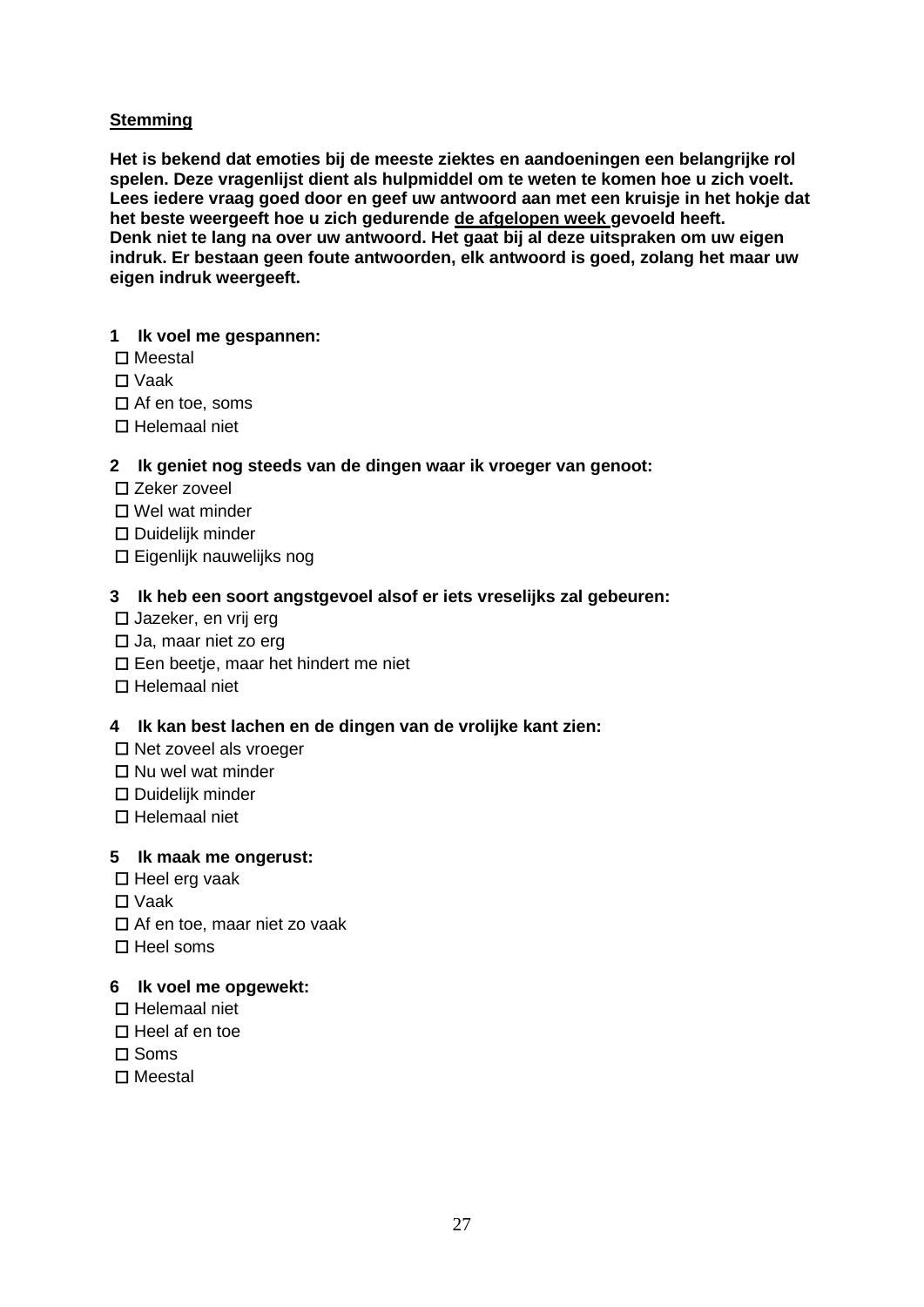**<u>Stemming</u>**

**Het is bekend dat emoties bij de meeste ziektes en aandoeningen een belangrijke rol spelen. Deze vragenlijst dient als hulpmiddel om te weten te komen hoe u zich voelt. Lees iedere vraag goed door en geef uw antwoord aan met een kruisje in het hokje dat het beste weergeeft hoe u zich gedurende <u>de afgelopen week</u> gevoeld heeft. Denk niet te lang na over uw antwoord. Het gaat bij al deze uitspraken om uw eigen indruk. Er bestaan geen foute antwoorden, elk antwoord is goed, zolang het maar uw eigen indruk weergeeft.**

**1 Ik voel me gespannen:**

- ☐ Meestal
- ☐ Vaak
- ☐ Af en toe, soms
- ☐ Helemaal niet

**2 Ik geniet nog steeds van de dingen waar ik vroeger van genoot:**

- ☐ Zeker zoveel
- ☐ Wel wat minder
- ☐ Duidelijk minder
- ☐ Eigenlijk nauwelijks nog

**3 Ik heb een soort angstgevoel alsof er iets vreselijks zal gebeuren:**

- ☐ Jazeker, en vrij erg
- ☐ Ja, maar niet zo erg
- ☐ Een beetje, maar het hindert me niet
- ☐ Helemaal niet

**4 Ik kan best lachen en de dingen van de vrolijke kant zien:**

- ☐ Net zoveel als vroeger
- ☐ Nu wel wat minder
- ☐ Duidelijk minder
- ☐ Helemaal niet

**5 Ik maak me ongerust:**

- ☐ Heel erg vaak
- ☐ Vaak
- ☐ Af en toe, maar niet zo vaak
- ☐ Heel soms

**6 Ik voel me opgewekt:**

- ☐ Helemaal niet
- ☐ Heel af en toe
- ☐ Soms
- ☐ Meestal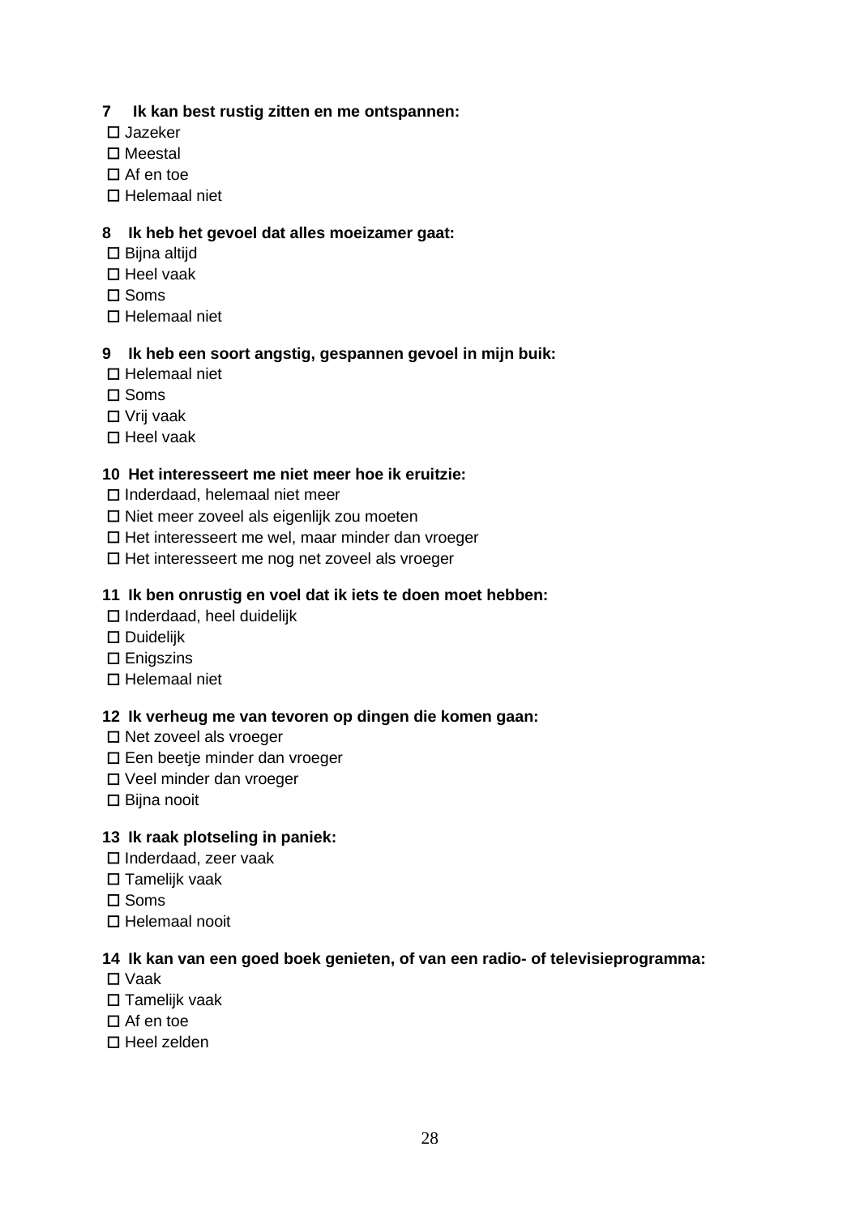**7 Ik kan best rustig zitten en me ontspannen:**

- ☐ Jazeker
- ☐ Meestal
- ☐ Af en toe
- ☐ Helemaal niet

**8 Ik heb het gevoel dat alles moeizamer gaat:**

- ☐ Bijna altijd
- ☐ Heel vaak
- ☐ Soms
- ☐ Helemaal niet

**9 Ik heb een soort angstig, gespannen gevoel in mijn buik:**

- ☐ Helemaal niet
- ☐ Soms
- ☐ Vrij vaak
- ☐ Heel vaak

**10 Het interesseert me niet meer hoe ik eruitzie:**

- ☐ Inderdaad, helemaal niet meer
- ☐ Niet meer zoveel als eigenlijk zou moeten
- ☐ Het interesseert me wel, maar minder dan vroeger
- ☐ Het interesseert me nog net zoveel als vroeger

**11 Ik ben onrustig en voel dat ik iets te doen moet hebben:**

- ☐ Inderdaad, heel duidelijk
- ☐ Duidelijk
- ☐ Enigszins
- ☐ Helemaal niet

**12 Ik verheug me van tevoren op dingen die komen gaan:**

- ☐ Net zoveel als vroeger
- ☐ Een beetje minder dan vroeger
- ☐ Veel minder dan vroeger
- ☐ Bijna nooit

**13 Ik raak plotseling in paniek:**

- ☐ Inderdaad, zeer vaak
- ☐ Tamelijk vaak
- ☐ Soms
- ☐ Helemaal nooit

**14 Ik kan van een goed boek genieten, of van een radio- of televisieprogramma:**

- ☐ Vaak
- ☐ Tamelijk vaak
- ☐ Af en toe
- ☐ Heel zelden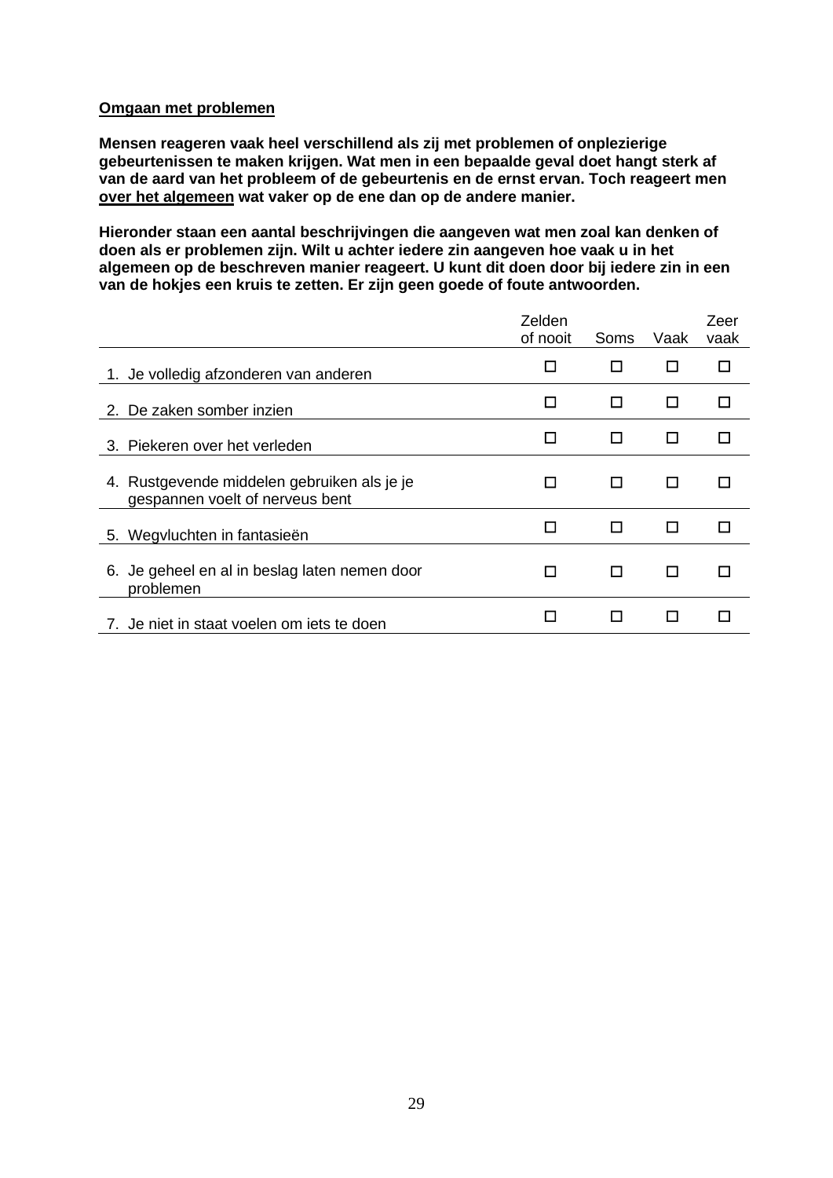**<u>Omgaan met problemen</u>**

**Mensen reageren vaak heel verschillend als zij met problemen of onplezierige gebeurtenissen te maken krijgen. Wat men in een bepaalde geval doet hangt sterk af van de aard van het probleem of de gebeurtenis en de ernst ervan. Toch reageert men <u>over het algemeen</u> wat vaker op de ene dan op de andere manier.**

**Hieronder staan een aantal beschrijvingen die aangeven wat men zoal kan denken of doen als er problemen zijn. Wilt u achter iedere zin aangeven hoe vaak u in het algemeen op de beschreven manier reageert. U kunt dit doen door bij iedere zin in een van de hokjes een kruis te zetten. Er zijn geen goede of foute antwoorden.**

| | Zelden of nooit | Soms | Vaak | Zeer vaak |
|---|---|---|---|---|
| 1. Je volledig afzonderen van anderen | ☐ | ☐ | ☐ | ☐ |
| 2. De zaken somber inzien | ☐ | ☐ | ☐ | ☐ |
| 3. Piekeren over het verleden | ☐ | ☐ | ☐ | ☐ |
| 4. Rustgevende middelen gebruiken als je je gespannen voelt of nerveus bent | ☐ | ☐ | ☐ | ☐ |
| 5. Wegvluchten in fantasieën | ☐ | ☐ | ☐ | ☐ |
| 6. Je geheel en al in beslag laten nemen door problemen | ☐ | ☐ | ☐ | ☐ |
| 7. Je niet in staat voelen om iets te doen | ☐ | ☐ | ☐ | ☐ |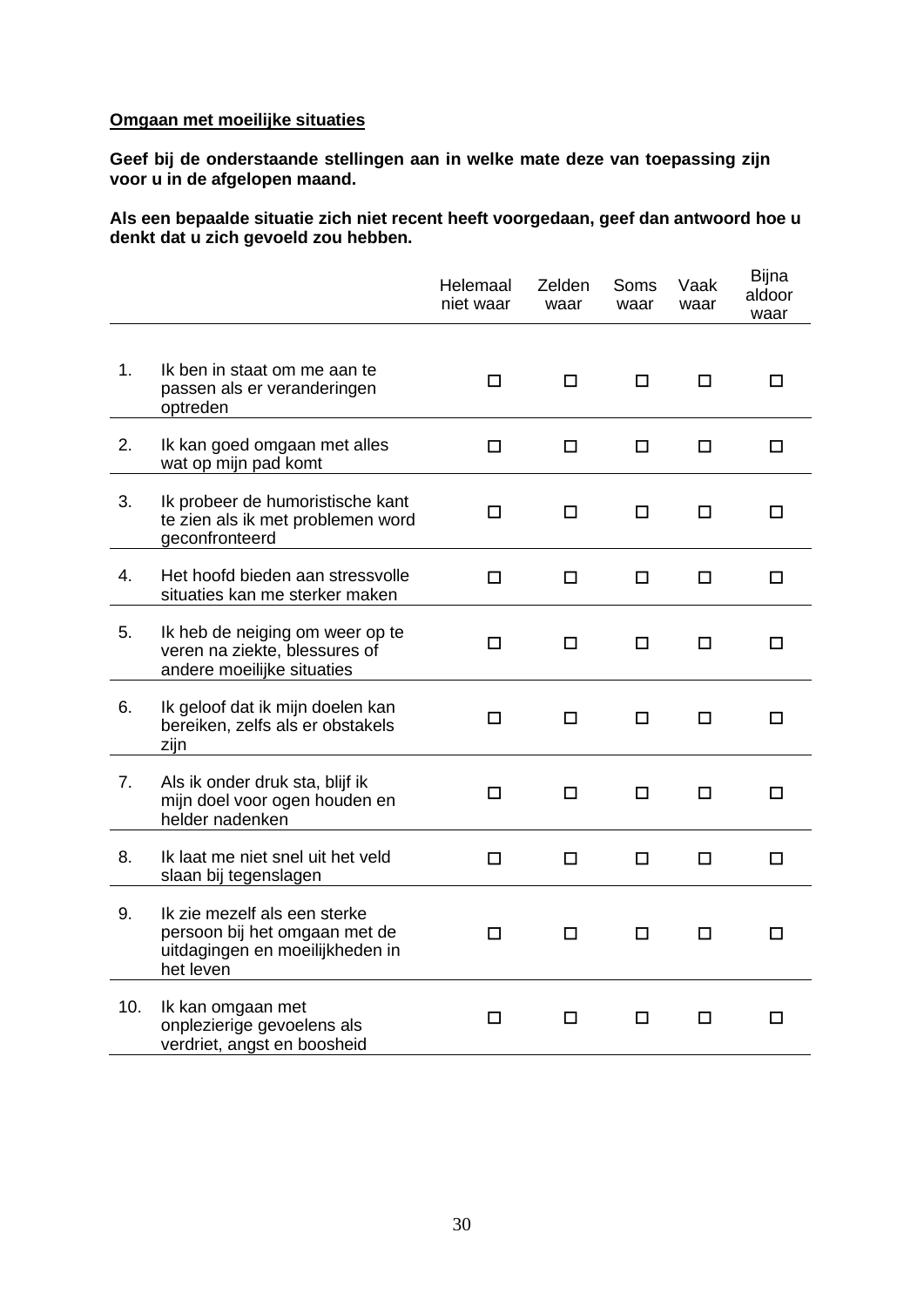**<u>Omgaan met moeilijke situaties</u>**

**Geef bij de onderstaande stellingen aan in welke mate deze van toepassing zijn voor u in de afgelopen maand.**

**Als een bepaalde situatie zich niet recent heeft voorgedaan, geef dan antwoord hoe u denkt dat u zich gevoeld zou hebben.**

| | | Helemaal niet waar | Zelden waar | Soms waar | Vaak waar | Bijna aldoor waar |
|---|---|---|---|---|---|---|
| 1. | Ik ben in staat om me aan te passen als er veranderingen optreden | ☐ | ☐ | ☐ | ☐ | ☐ |
| 2. | Ik kan goed omgaan met alles wat op mijn pad komt | ☐ | ☐ | ☐ | ☐ | ☐ |
| 3. | Ik probeer de humoristische kant te zien als ik met problemen word geconfronteerd | ☐ | ☐ | ☐ | ☐ | ☐ |
| 4. | Het hoofd bieden aan stressvolle situaties kan me sterker maken | ☐ | ☐ | ☐ | ☐ | ☐ |
| 5. | Ik heb de neiging om weer op te veren na ziekte, blessures of andere moeilijke situaties | ☐ | ☐ | ☐ | ☐ | ☐ |
| 6. | Ik geloof dat ik mijn doelen kan bereiken, zelfs als er obstakels zijn | ☐ | ☐ | ☐ | ☐ | ☐ |
| 7. | Als ik onder druk sta, blijf ik mijn doel voor ogen houden en helder nadenken | ☐ | ☐ | ☐ | ☐ | ☐ |
| 8. | Ik laat me niet snel uit het veld slaan bij tegenslagen | ☐ | ☐ | ☐ | ☐ | ☐ |
| 9. | Ik zie mezelf als een sterke persoon bij het omgaan met de uitdagingen en moeilijkheden in het leven | ☐ | ☐ | ☐ | ☐ | ☐ |
| 10. | Ik kan omgaan met onplezierige gevoelens als verdriet, angst en boosheid | ☐ | ☐ | ☐ | ☐ | ☐ |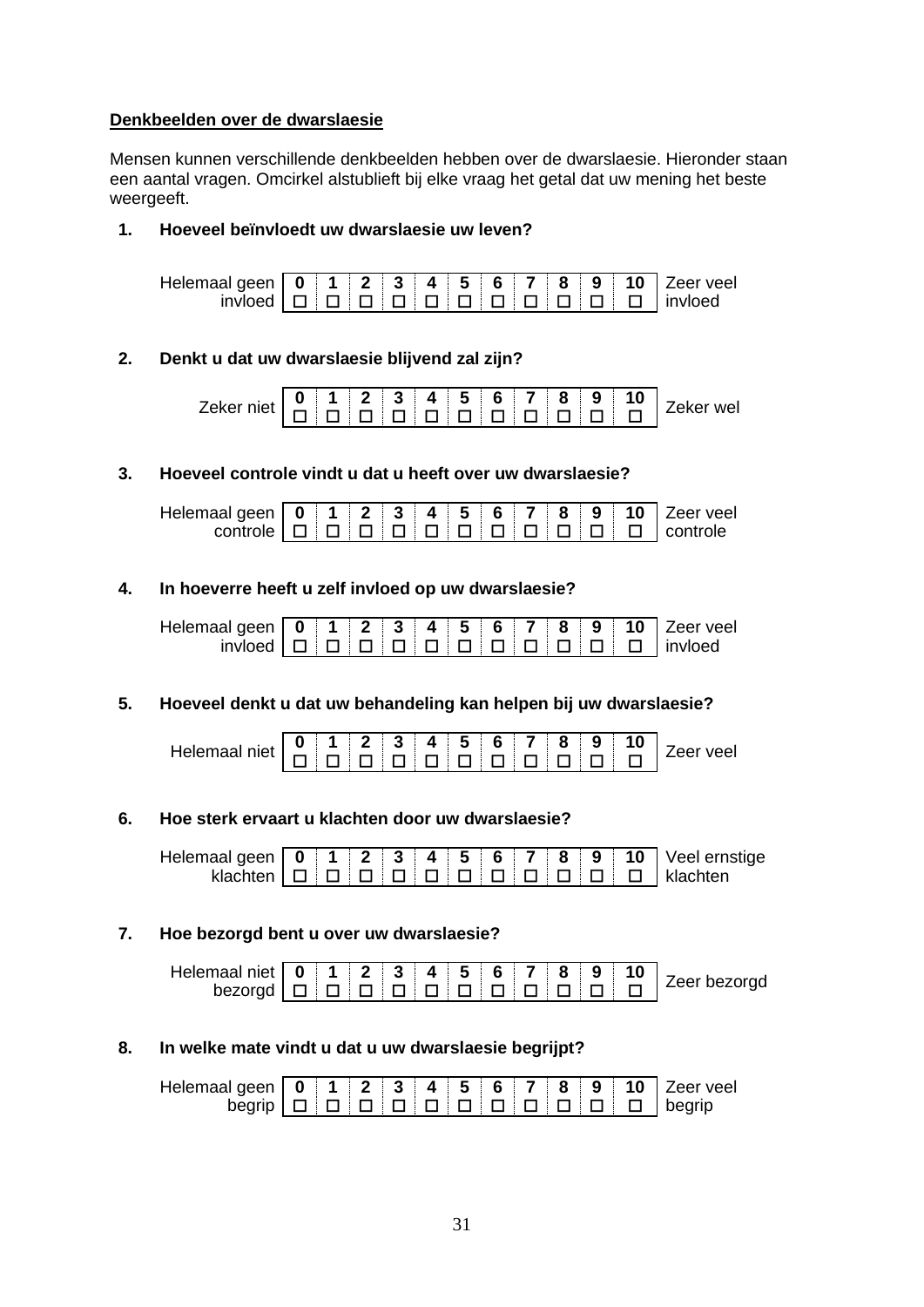**Denkbeelden over de dwarslaesie**

Mensen kunnen verschillende denkbeelden hebben over de dwarslaesie. Hieronder staan een aantal vragen. Omcirkel alstublieft bij elke vraag het getal dat uw mening het beste weergeeft.

**1. Hoeveel beïnvloedt uw dwarslaesie uw leven?**

| Helemaal geen invloed | 0 | 1 | 2 | 3 | 4 | 5 | 6 | 7 | 8 | 9 | 10 | Zeer veel invloed |
|---|---|---|---|---|---|---|---|---|---|---|---|---|
| | ☐ | ☐ | ☐ | ☐ | ☐ | ☐ | ☐ | ☐ | ☐ | ☐ | ☐ | |

**2. Denkt u dat uw dwarslaesie blijvend zal zijn?**

| Zeker niet | 0 | 1 | 2 | 3 | 4 | 5 | 6 | 7 | 8 | 9 | 10 | Zeker wel |
|---|---|---|---|---|---|---|---|---|---|---|---|---|
| | ☐ | ☐ | ☐ | ☐ | ☐ | ☐ | ☐ | ☐ | ☐ | ☐ | ☐ | |

**3. Hoeveel controle vindt u dat u heeft over uw dwarslaesie?**

| Helemaal geen controle | 0 | 1 | 2 | 3 | 4 | 5 | 6 | 7 | 8 | 9 | 10 | Zeer veel controle |
|---|---|---|---|---|---|---|---|---|---|---|---|---|
| | ☐ | ☐ | ☐ | ☐ | ☐ | ☐ | ☐ | ☐ | ☐ | ☐ | ☐ | |

**4. In hoeverre heeft u zelf invloed op uw dwarslaesie?**

| Helemaal geen invloed | 0 | 1 | 2 | 3 | 4 | 5 | 6 | 7 | 8 | 9 | 10 | Zeer veel invloed |
|---|---|---|---|---|---|---|---|---|---|---|---|---|
| | ☐ | ☐ | ☐ | ☐ | ☐ | ☐ | ☐ | ☐ | ☐ | ☐ | ☐ | |

**5. Hoeveel denkt u dat uw behandeling kan helpen bij uw dwarslaesie?**

| Helemaal niet | 0 | 1 | 2 | 3 | 4 | 5 | 6 | 7 | 8 | 9 | 10 | Zeer veel |
|---|---|---|---|---|---|---|---|---|---|---|---|---|
| | ☐ | ☐ | ☐ | ☐ | ☐ | ☐ | ☐ | ☐ | ☐ | ☐ | ☐ | |

**6. Hoe sterk ervaart u klachten door uw dwarslaesie?**

| Helemaal geen klachten | 0 | 1 | 2 | 3 | 4 | 5 | 6 | 7 | 8 | 9 | 10 | Veel ernstige klachten |
|---|---|---|---|---|---|---|---|---|---|---|---|---|
| | ☐ | ☐ | ☐ | ☐ | ☐ | ☐ | ☐ | ☐ | ☐ | ☐ | ☐ | |

**7. Hoe bezorgd bent u over uw dwarslaesie?**

| Helemaal niet bezorgd | 0 | 1 | 2 | 3 | 4 | 5 | 6 | 7 | 8 | 9 | 10 | Zeer bezorgd |
|---|---|---|---|---|---|---|---|---|---|---|---|---|
| | ☐ | ☐ | ☐ | ☐ | ☐ | ☐ | ☐ | ☐ | ☐ | ☐ | ☐ | |

**8. In welke mate vindt u dat u uw dwarslaesie begrijpt?**

| Helemaal geen begrip | 0 | 1 | 2 | 3 | 4 | 5 | 6 | 7 | 8 | 9 | 10 | Zeer veel begrip |
|---|---|---|---|---|---|---|---|---|---|---|---|---|
| | ☐ | ☐ | ☐ | ☐ | ☐ | ☐ | ☐ | ☐ | ☐ | ☐ | ☐ | |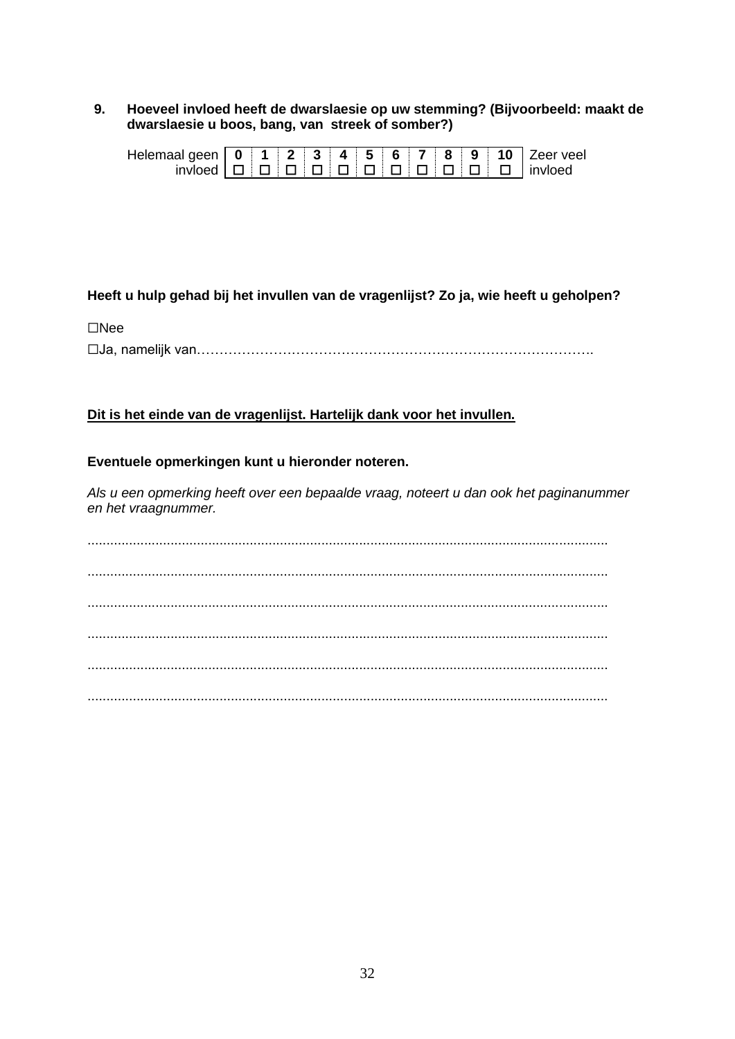**9. Hoeveel invloed heeft de dwarslaesie op uw stemming? (Bijvoorbeeld: maakt de dwarslaesie u boos, bang, van streek of somber?)**

| Helemaal geen invloed | 0 | 1 | 2 | 3 | 4 | 5 | 6 | 7 | 8 | 9 | 10 | Zeer veel invloed |
|---|---|---|---|---|---|---|---|---|---|---|---|---|
| | ☐ | ☐ | ☐ | ☐ | ☐ | ☐ | ☐ | ☐ | ☐ | ☐ | ☐ | |

**Heeft u hulp gehad bij het invullen van de vragenlijst? Zo ja, wie heeft u geholpen?**

☐Nee

☐Ja, namelijk van………………………………………………………………………….

**<u>Dit is het einde van de vragenlijst. Hartelijk dank voor het invullen.</u>**

**Eventuele opmerkingen kunt u hieronder noteren.**

*Als u een opmerking heeft over een bepaalde vraag, noteert u dan ook het paginanummer en het vraagnummer.*

........................................................................................................................................

........................................................................................................................................

........................................................................................................................................

........................................................................................................................................

........................................................................................................................................

........................................................................................................................................